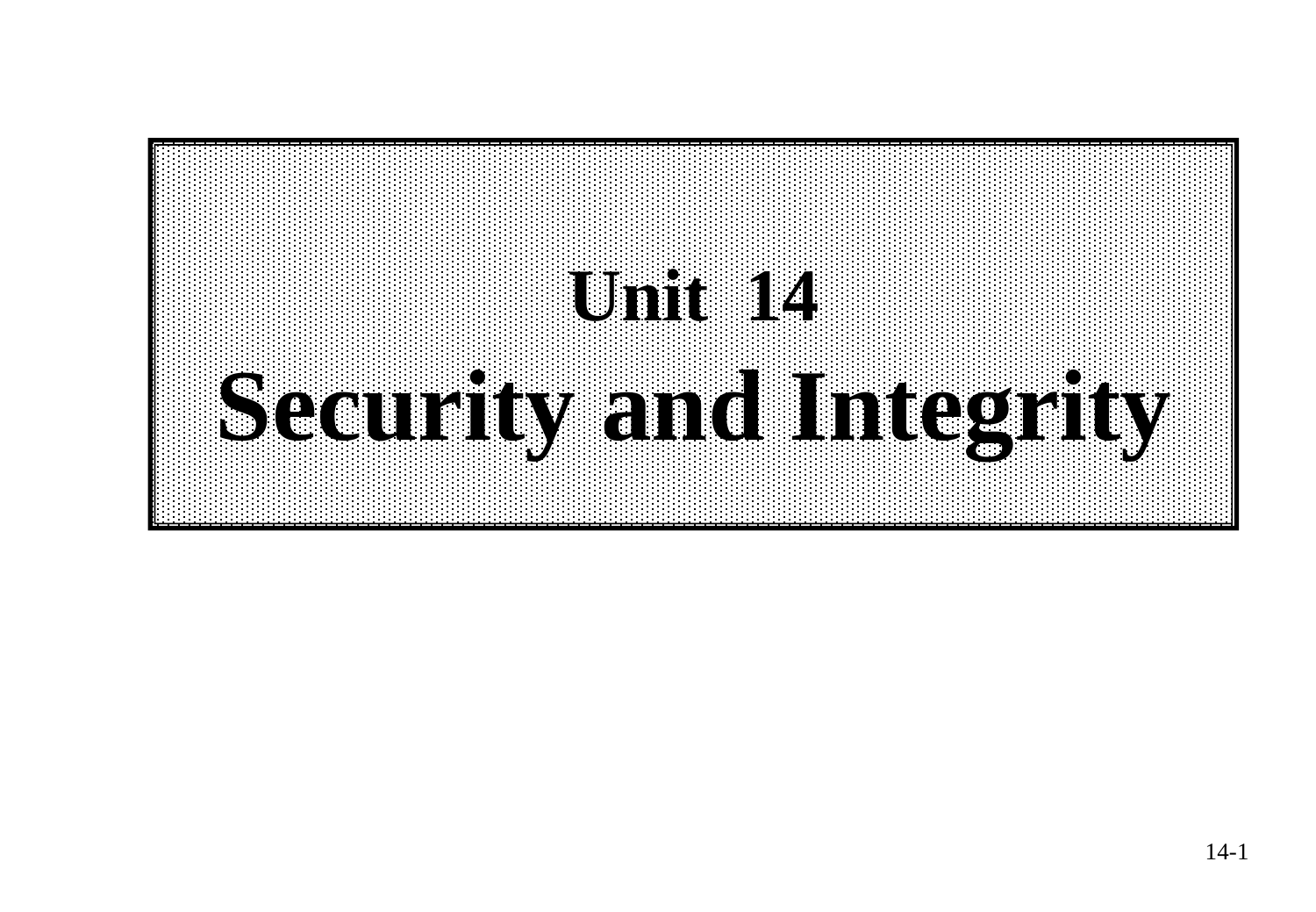# Unit 14
# Security and Integrity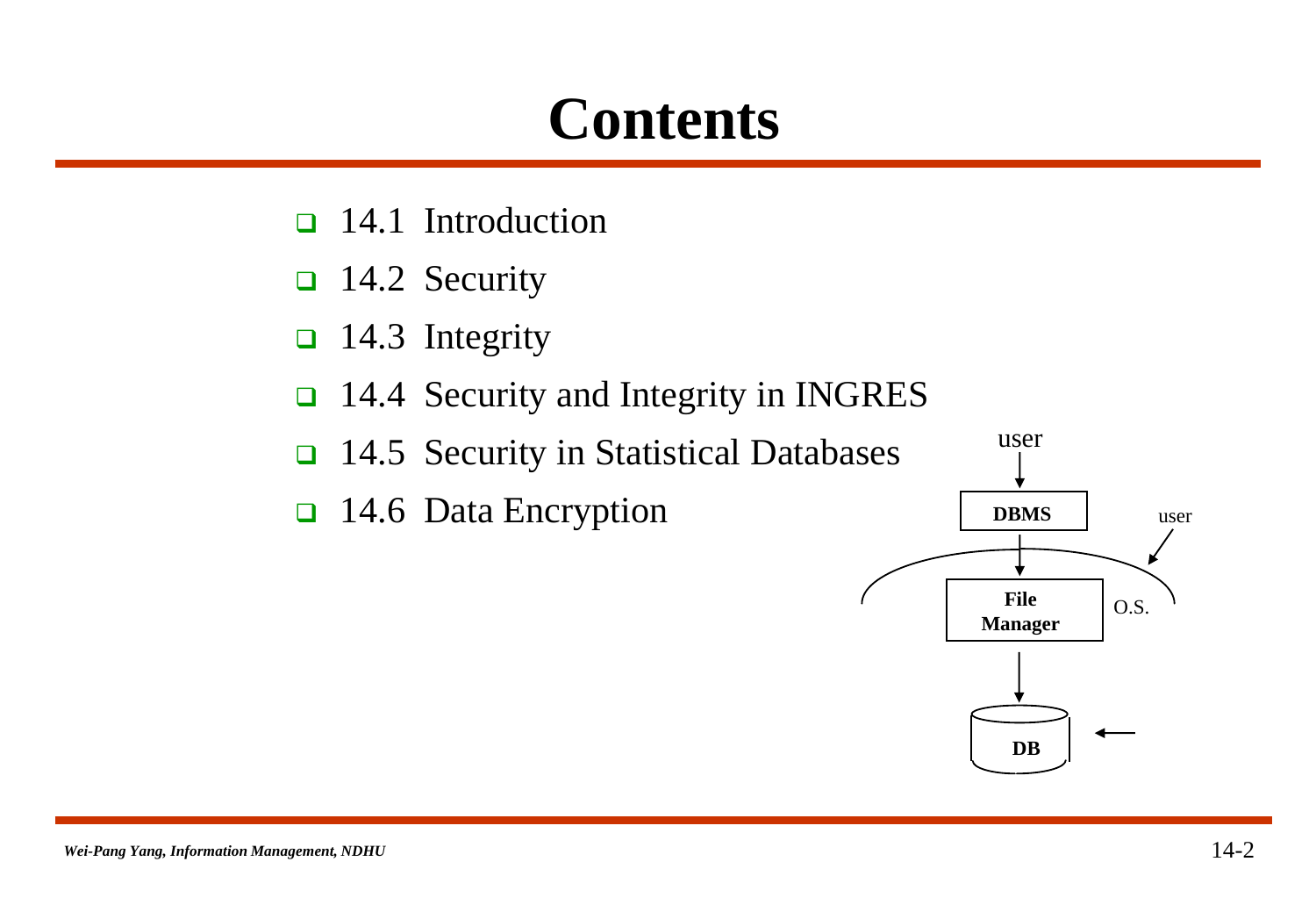# Contents

- 14.1 Introduction
- 14.2 Security
- 14.3 Integrity
- 14.4 Security and Integrity in INGRES
- 14.5 Security in Statistical Databases
- 14.6 Data Encryption

user

**DBMS**

user

**File Manager**

O.S.

**DB**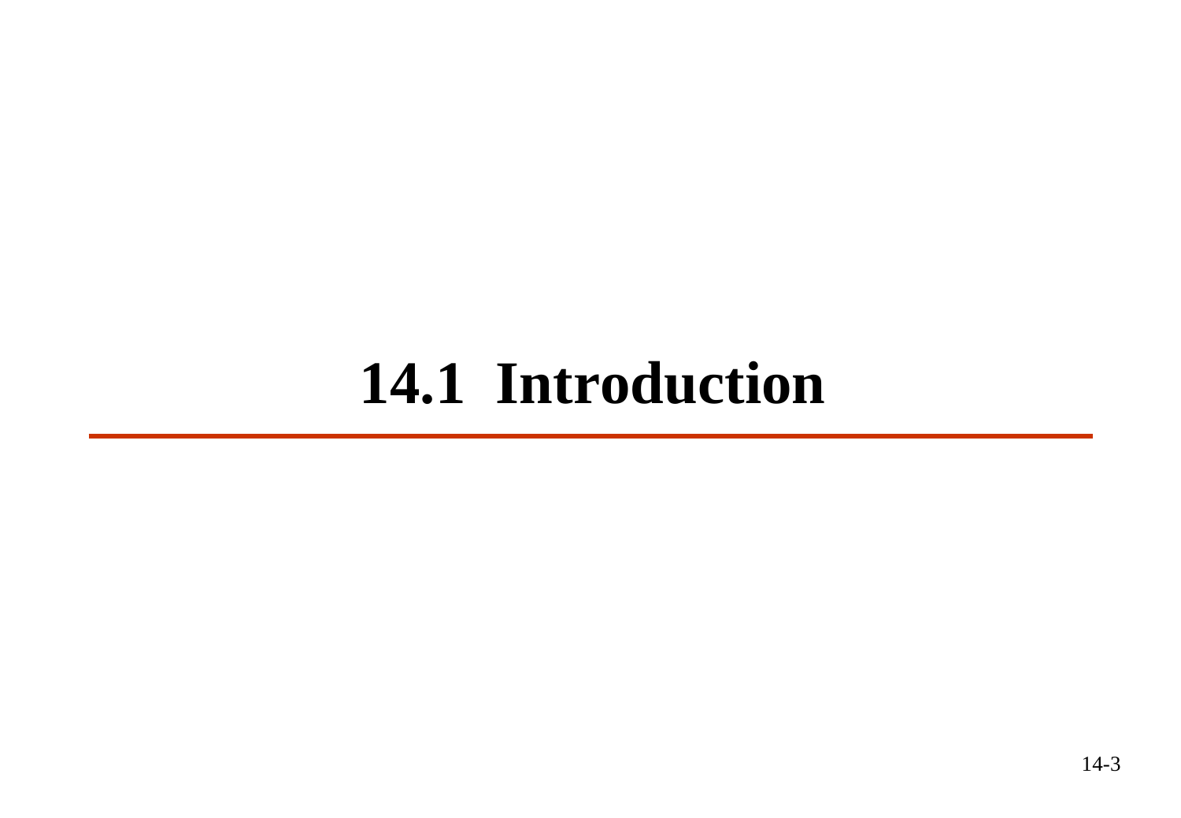# 14.1 Introduction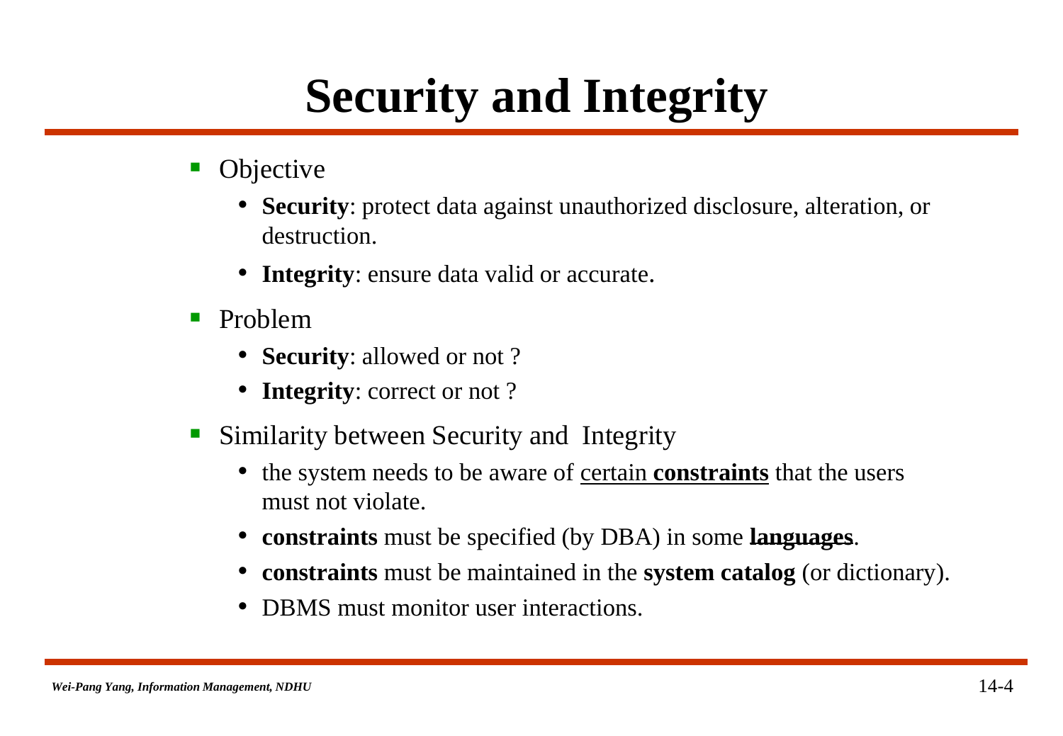# Security and Integrity

- Objective
  - **Security**: protect data against unauthorized disclosure, alteration, or destruction.
  - **Integrity**: ensure data valid or accurate.
- Problem
  - **Security**: allowed or not ?
  - **Integrity**: correct or not ?
- Similarity between Security and Integrity
  - the system needs to be aware of <u>certain **constraints**</u> that the users must not violate.
  - **constraints** must be specified (by DBA) in some **<u>languages</u>**.
  - **constraints** must be maintained in the **system catalog** (or dictionary).
  - DBMS must monitor user interactions.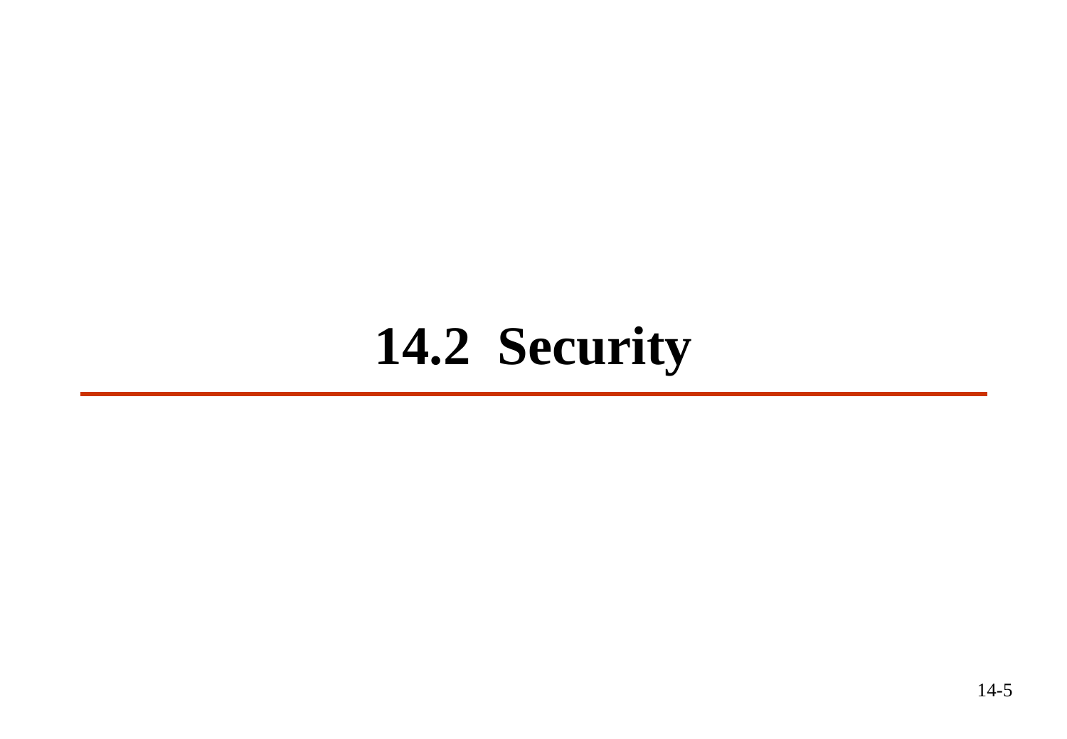# 14.2 Security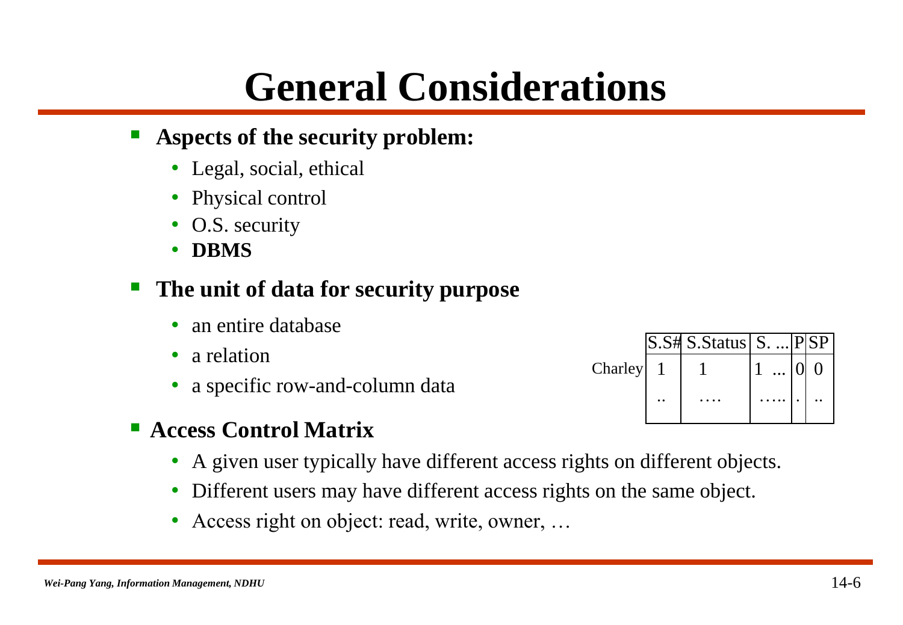# General Considerations

- **Aspects of the security problem:**
  - Legal, social, ethical
  - Physical control
  - O.S. security
  - **DBMS**

- **The unit of data for security purpose**
  - an entire database
  - a relation
  - a specific row-and-column data

|  | S.S# | S.Status | S. ... | P | SP |
|---|---|---|---|---|---|
| Charley | 1 | 1 | 1 ... | 0 | 0 |
|  | .. | …. | ….. | . | .. |

- **Access Control Matrix**
  - A given user typically have different access rights on different objects.
  - Different users may have different access rights on the same object.
  - Access right on object: read, write, owner, …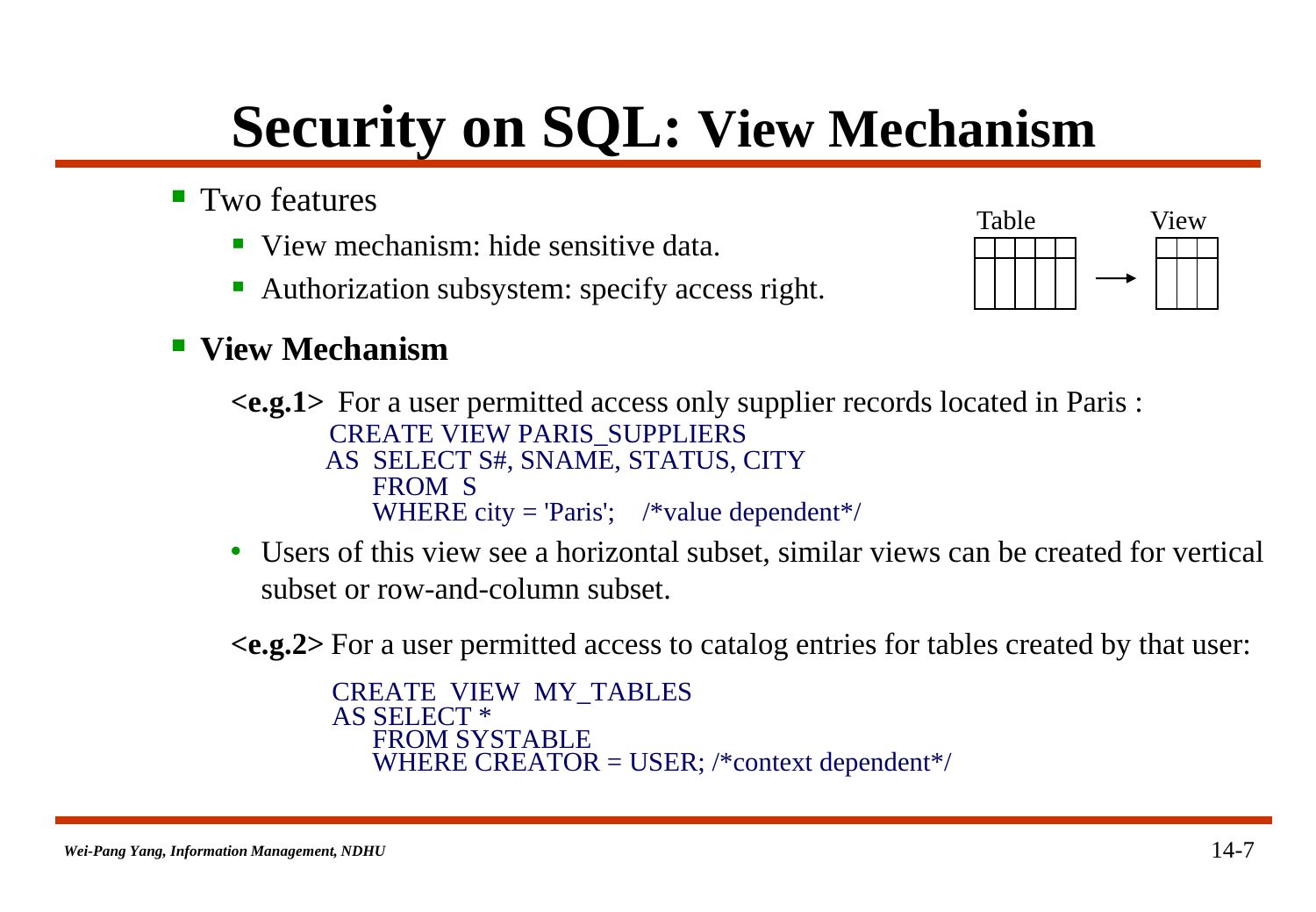# Security on SQL: View Mechanism

- Two features
  - View mechanism: hide sensitive data.
  - Authorization subsystem: specify access right.

Table → View

- **View Mechanism**

**<e.g.1>** For a user permitted access only supplier records located in Paris :

```
CREATE VIEW PARIS_SUPPLIERS
AS  SELECT S#, SNAME, STATUS, CITY
    FROM  S
    WHERE city = 'Paris';    /*value dependent*/
```

- Users of this view see a horizontal subset, similar views can be created for vertical subset or row-and-column subset.

**<e.g.2>** For a user permitted access to catalog entries for tables created by that user:

```
CREATE  VIEW  MY_TABLES
AS SELECT *
    FROM SYSTABLE
    WHERE CREATOR = USER; /*context dependent*/
```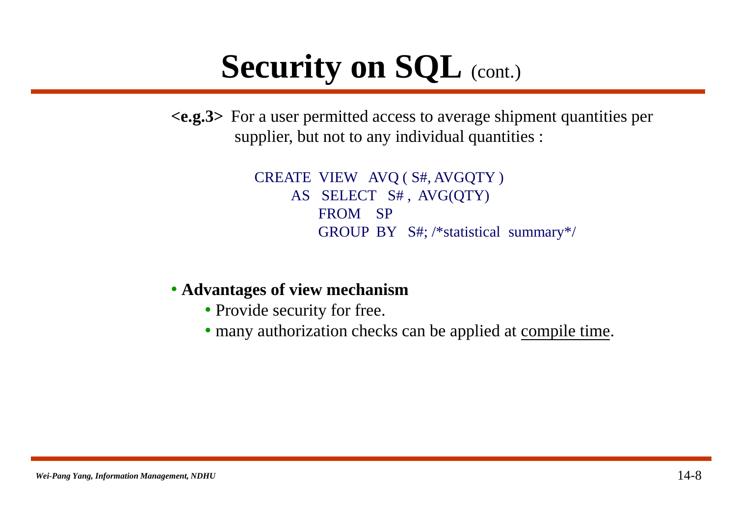# Security on SQL (cont.)

**<e.g.3>** For a user permitted access to average shipment quantities per supplier, but not to any individual quantities :

```
CREATE  VIEW   AVQ ( S#, AVGQTY )
      AS   SELECT   S# ,  AVG(QTY)
           FROM    SP
           GROUP  BY   S#; /*statistical  summary*/
```

- **Advantages of view mechanism**
  - Provide security for free.
  - many authorization checks can be applied at compile time.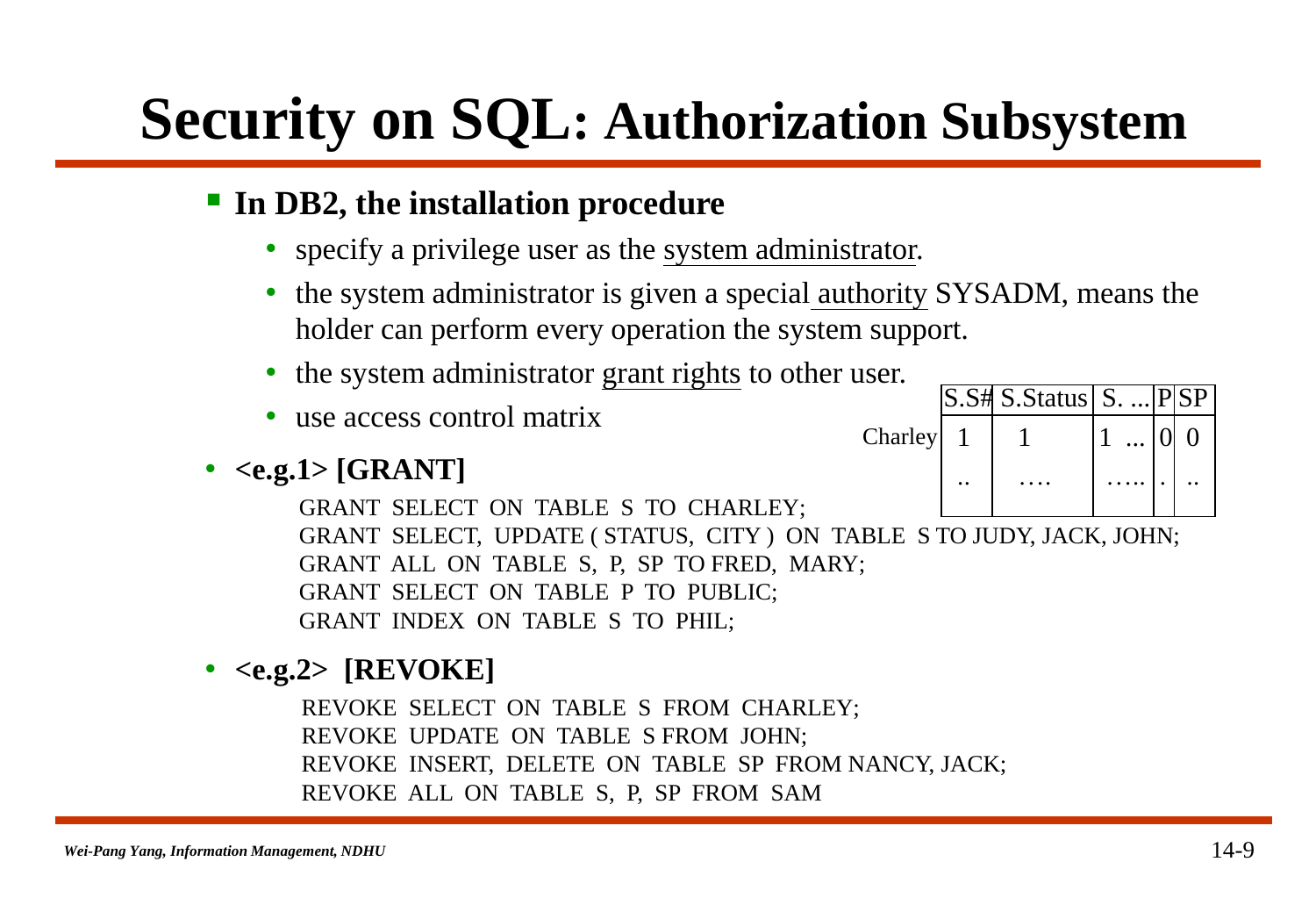# Security on SQL: Authorization Subsystem

- **In DB2, the installation procedure**
  - specify a privilege user as the system administrator.
  - the system administrator is given a special authority SYSADM, means the holder can perform every operation the system support.
  - the system administrator grant rights to other user.
  - use access control matrix

| | S.S# | S.Status | S. ... | P | SP |
|---|---|---|---|---|---|
| Charley | 1 | 1 | 1 ... | 0 | 0 |
| | .. | .... | ..... | . | .. |

- **<e.g.1> [GRANT]**

```
GRANT  SELECT  ON  TABLE  S  TO  CHARLEY;
GRANT  SELECT,  UPDATE ( STATUS,  CITY )  ON  TABLE  S TO JUDY, JACK, JOHN;
GRANT  ALL  ON  TABLE  S,  P,  SP  TO FRED,  MARY;
GRANT  SELECT  ON  TABLE  P  TO  PUBLIC;
GRANT  INDEX  ON  TABLE  S  TO  PHIL;
```

- **<e.g.2> [REVOKE]**

```
REVOKE  SELECT  ON  TABLE  S  FROM  CHARLEY;
REVOKE  UPDATE  ON  TABLE  S FROM  JOHN;
REVOKE  INSERT,  DELETE  ON  TABLE  SP  FROM NANCY, JACK;
REVOKE  ALL  ON  TABLE  S,  P,  SP  FROM  SAM
```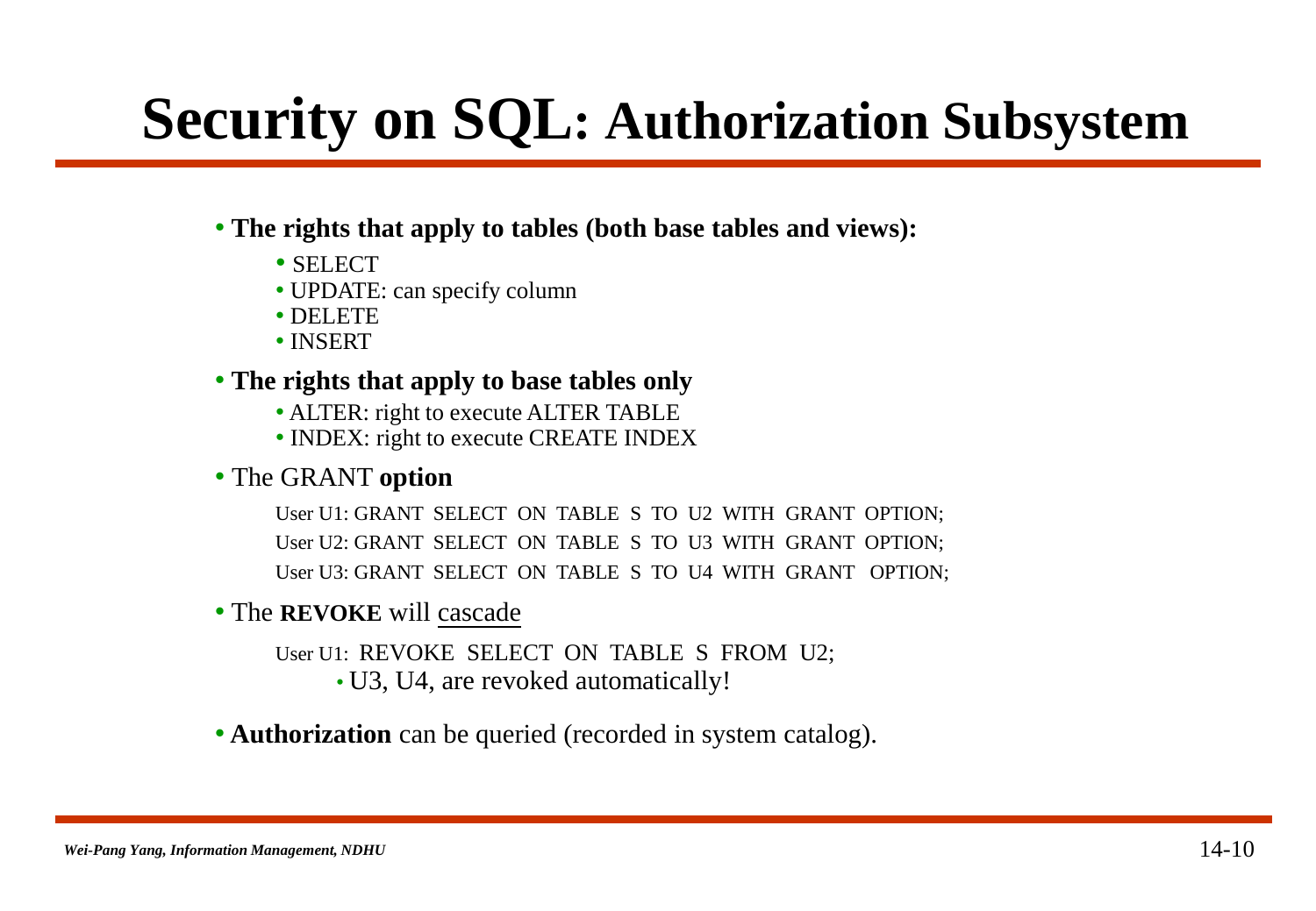# Security on SQL: Authorization Subsystem

- **The rights that apply to tables (both base tables and views):**
  - SELECT
  - UPDATE: can specify column
  - DELETE
  - INSERT
- **The rights that apply to base tables only**
  - ALTER: right to execute ALTER TABLE
  - INDEX: right to execute CREATE INDEX
- The GRANT **option**

```
User U1: GRANT  SELECT  ON  TABLE  S  TO  U2  WITH  GRANT  OPTION;
User U2: GRANT  SELECT  ON  TABLE  S  TO  U3  WITH  GRANT  OPTION;
User U3: GRANT  SELECT  ON  TABLE  S  TO  U4  WITH  GRANT  OPTION;
```

- The **REVOKE** will cascade

```
User U1:  REVOKE  SELECT  ON  TABLE  S  FROM  U2;
```

  - U3, U4, are revoked automatically!

- **Authorization** can be queried (recorded in system catalog).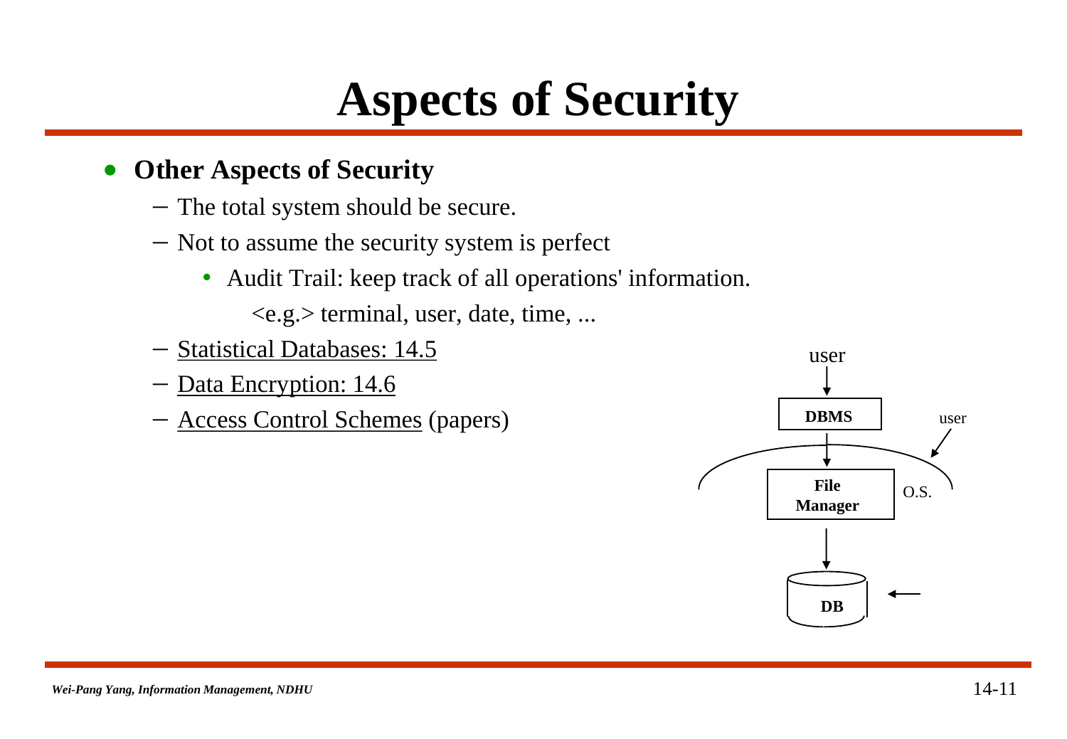# Aspects of Security

- **Other Aspects of Security**
  - The total system should be secure.
  - Not to assume the security system is perfect
    - Audit Trail: keep track of all operations' information.

      <e.g.> terminal, user, date, time, ...
  - Statistical Databases: 14.5
  - Data Encryption: 14.6
  - Access Control Schemes (papers)

user

**DBMS**

user

**File Manager**

O.S.

**DB**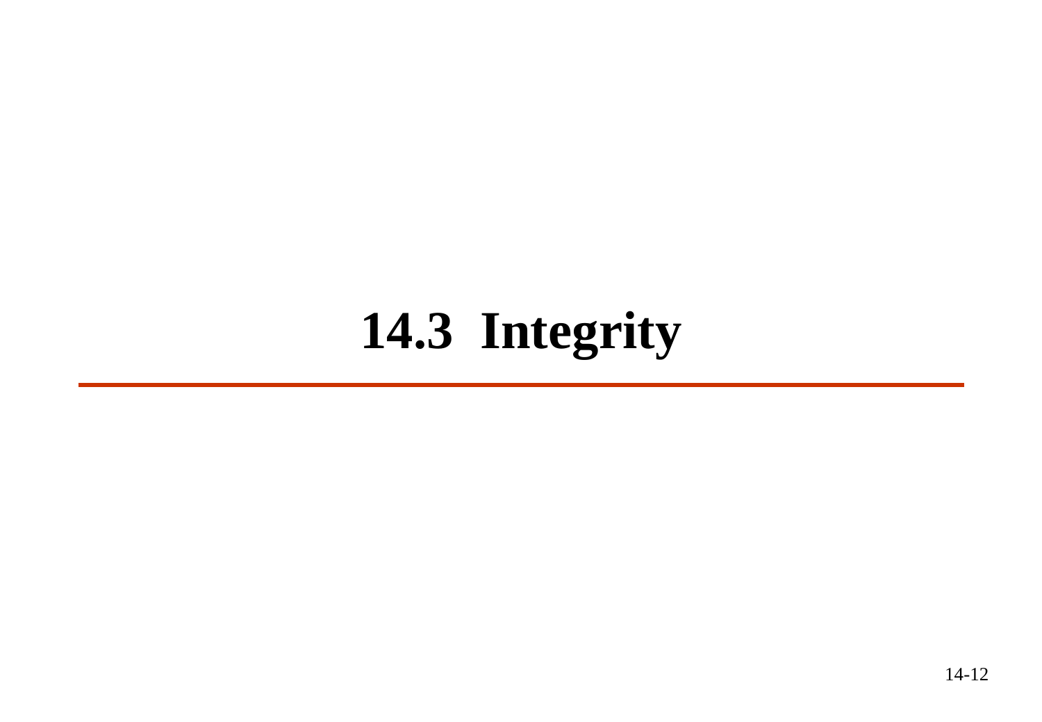# 14.3 Integrity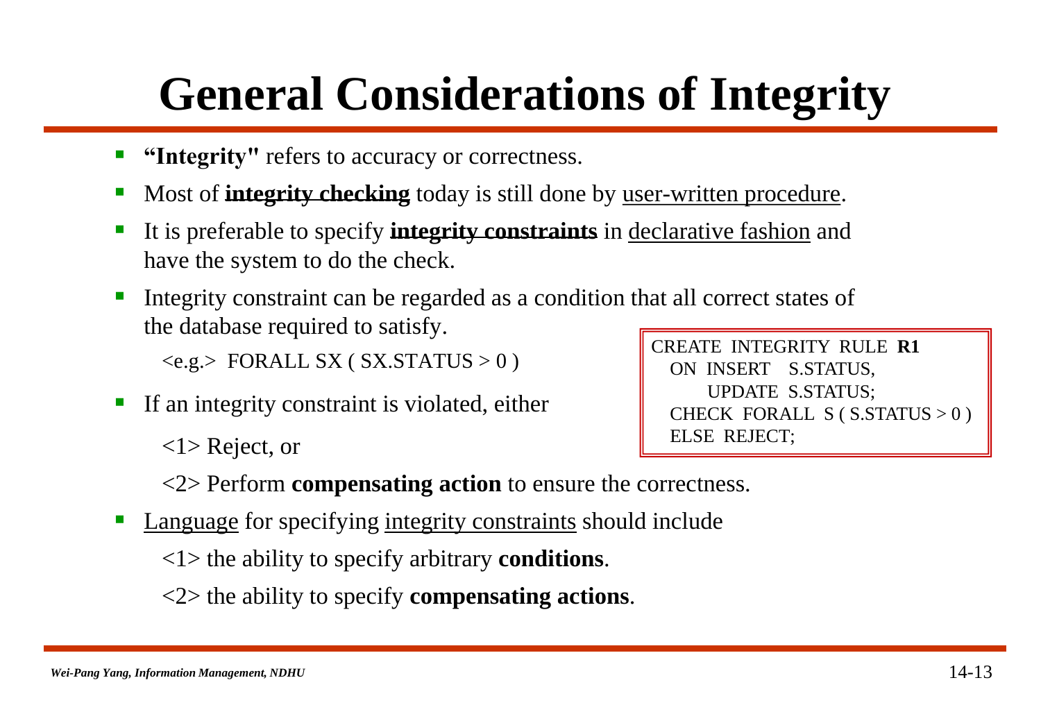# General Considerations of Integrity

- **"Integrity"** refers to accuracy or correctness.
- Most of **integrity checking** today is still done by user-written procedure.
- It is preferable to specify **integrity constraints** in declarative fashion and have the system to do the check.
- Integrity constraint can be regarded as a condition that all correct states of the database required to satisfy.

  <e.g.> FORALL SX ( SX.STATUS > 0 )

```
CREATE  INTEGRITY  RULE  R1
   ON  INSERT    S.STATUS,
         UPDATE  S.STATUS;
   CHECK  FORALL  S ( S.STATUS > 0 )
   ELSE  REJECT;
```

- If an integrity constraint is violated, either

  <1> Reject, or

  <2> Perform **compensating action** to ensure the correctness.

- Language for specifying integrity constraints should include

  <1> the ability to specify arbitrary **conditions**.

  <2> the ability to specify **compensating actions**.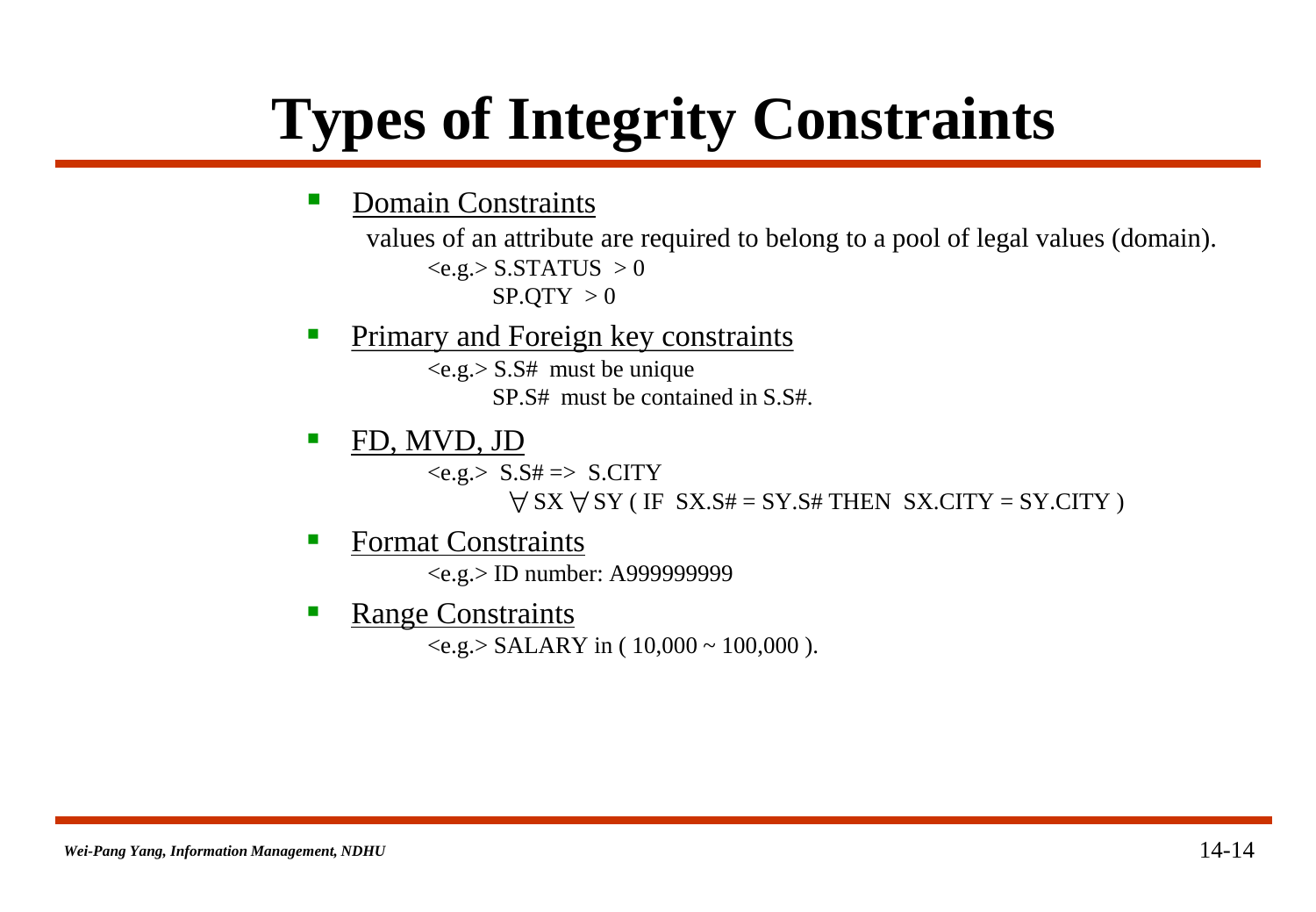# Types of Integrity Constraints

- Domain Constraints

  values of an attribute are required to belong to a pool of legal values (domain).

  <e.g.> S.STATUS > 0
  SP.QTY > 0

- Primary and Foreign key constraints

  <e.g.> S.S# must be unique
  SP.S# must be contained in S.S#.

- FD, MVD, JD

  <e.g.> S.S# => S.CITY
  $\forall$ SX $\forall$ SY ( IF SX.S# = SY.S# THEN SX.CITY = SY.CITY )

- Format Constraints

  <e.g.> ID number: A999999999

- Range Constraints

  <e.g.> SALARY in ( 10,000 ~ 100,000 ).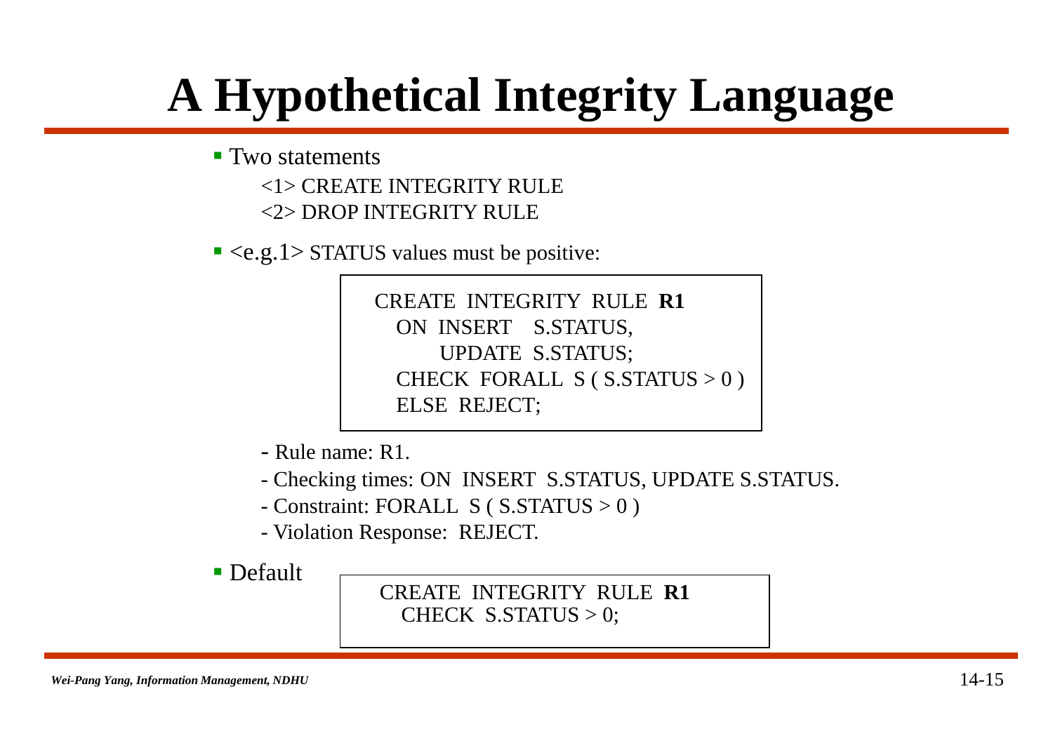# A Hypothetical Integrity Language

- Two statements

  <1> CREATE INTEGRITY RULE

  <2> DROP INTEGRITY RULE

- <e.g.1> STATUS values must be positive:

```
CREATE  INTEGRITY  RULE  R1
   ON  INSERT    S.STATUS,
         UPDATE  S.STATUS;
   CHECK  FORALL  S ( S.STATUS > 0 )
   ELSE  REJECT;
```

  - Rule name: R1.
  - Checking times: ON INSERT S.STATUS, UPDATE S.STATUS.
  - Constraint: FORALL S ( S.STATUS > 0 )
  - Violation Response: REJECT.

- Default

```
CREATE  INTEGRITY  RULE  R1
   CHECK  S.STATUS > 0;
```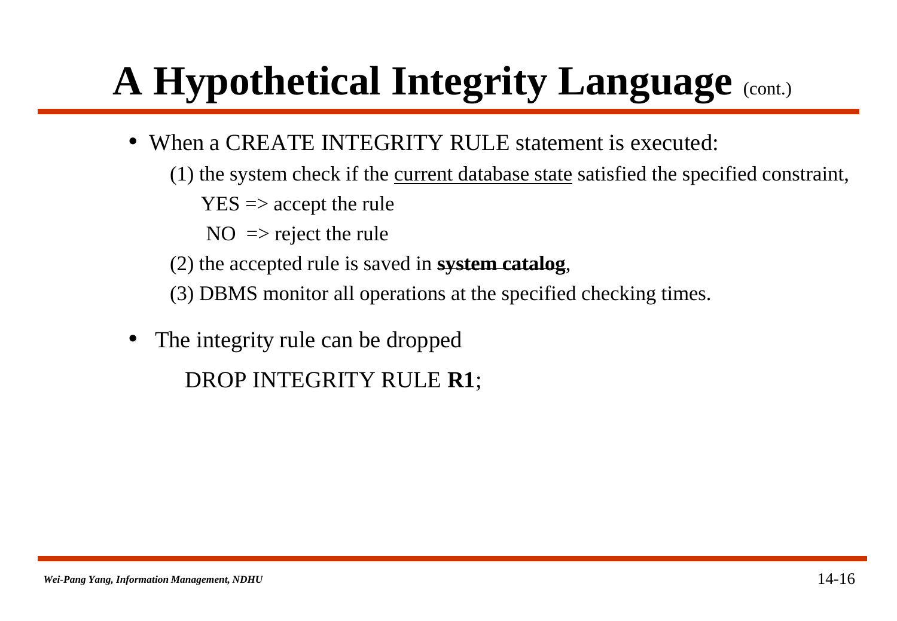# A Hypothetical Integrity Language (cont.)

- When a CREATE INTEGRITY RULE statement is executed:

  (1) the system check if the current database state satisfied the specified constraint,

  YES => accept the rule

  NO => reject the rule

  (2) the accepted rule is saved in **system catalog**,

  (3) DBMS monitor all operations at the specified checking times.

- The integrity rule can be dropped

  DROP INTEGRITY RULE **R1**;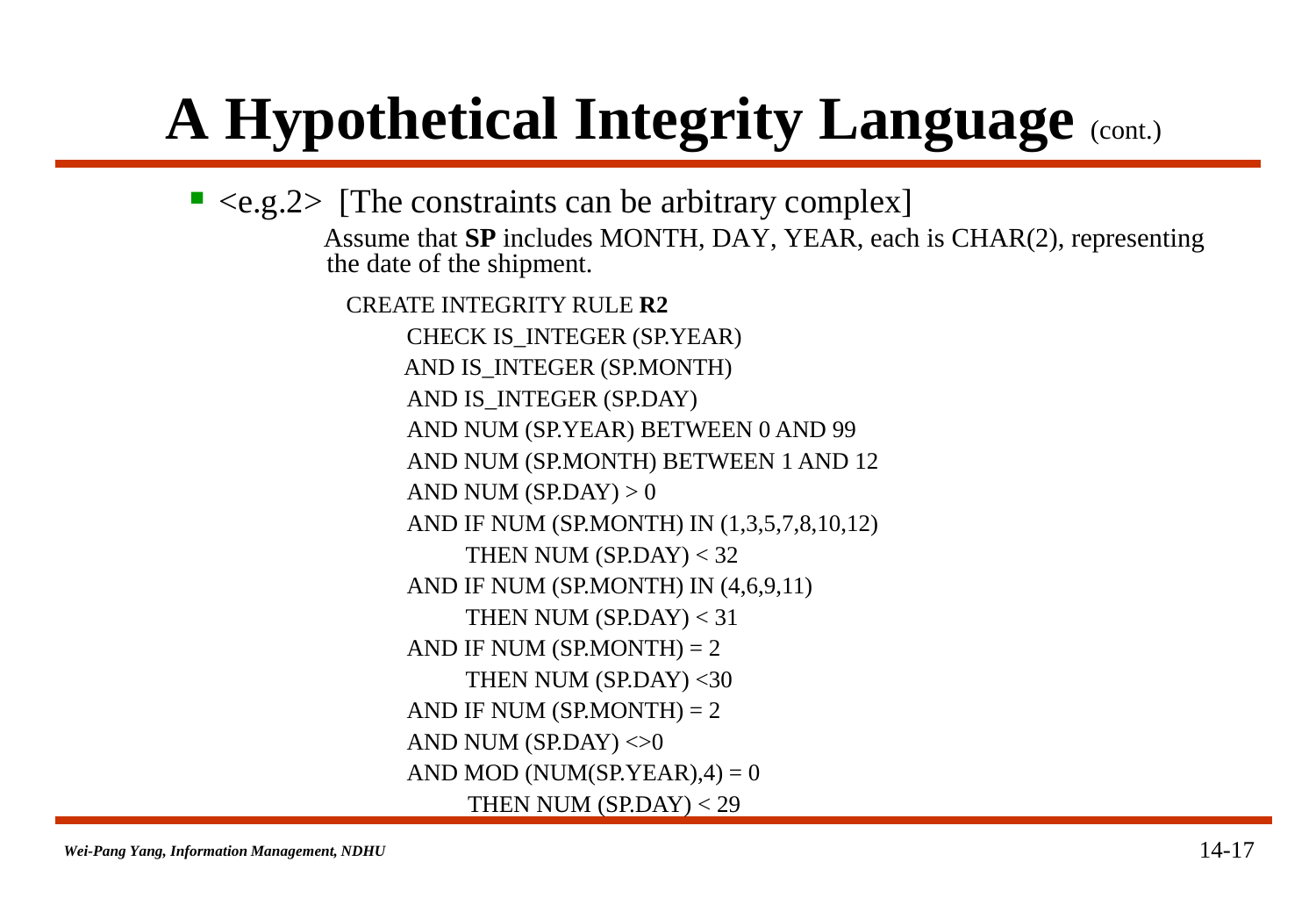# A Hypothetical Integrity Language (cont.)

- <e.g.2> [The constraints can be arbitrary complex]

  Assume that **SP** includes MONTH, DAY, YEAR, each is CHAR(2), representing the date of the shipment.

```
CREATE INTEGRITY RULE R2
     CHECK IS_INTEGER (SP.YEAR)
     AND IS_INTEGER (SP.MONTH)
     AND IS_INTEGER (SP.DAY)
     AND NUM (SP.YEAR) BETWEEN 0 AND 99
     AND NUM (SP.MONTH) BETWEEN 1 AND 12
     AND NUM (SP.DAY) > 0
     AND IF NUM (SP.MONTH) IN (1,3,5,7,8,10,12)
          THEN NUM (SP.DAY) < 32
     AND IF NUM (SP.MONTH) IN (4,6,9,11)
          THEN NUM (SP.DAY) < 31
     AND IF NUM (SP.MONTH) = 2
          THEN NUM (SP.DAY) <30
     AND IF NUM (SP.MONTH) = 2
     AND NUM (SP.DAY) <>0
     AND MOD (NUM(SP.YEAR),4) = 0
          THEN NUM (SP.DAY) < 29
```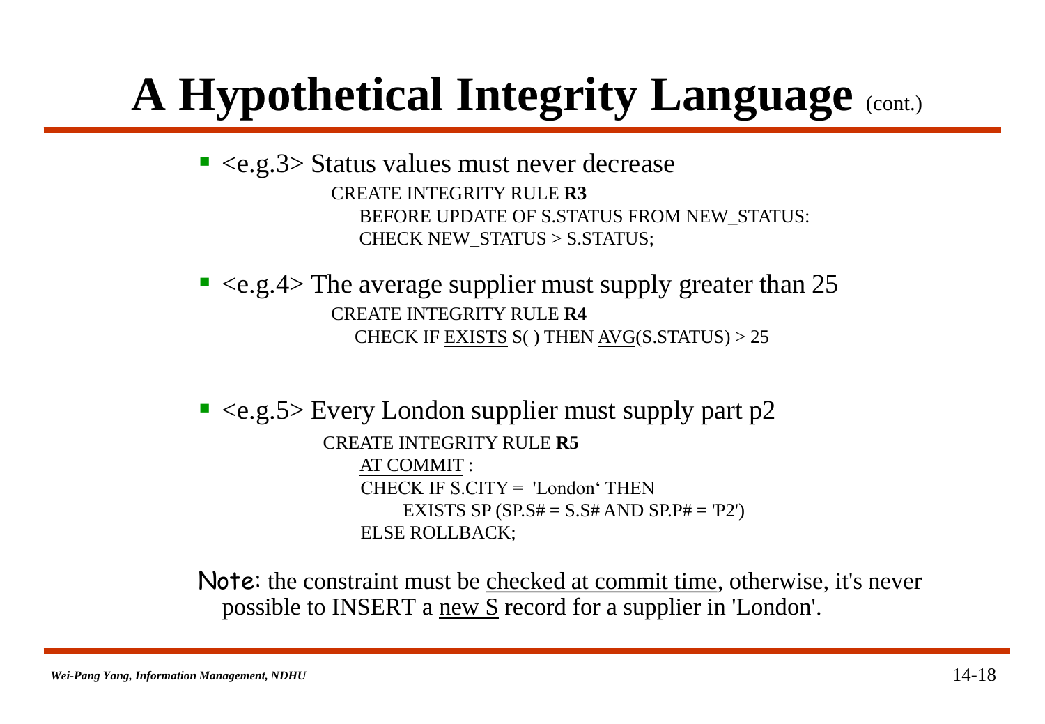# A Hypothetical Integrity Language (cont.)

- <e.g.3> Status values must never decrease

```
CREATE INTEGRITY RULE R3
    BEFORE UPDATE OF S.STATUS FROM NEW_STATUS:
    CHECK NEW_STATUS > S.STATUS;
```

- <e.g.4> The average supplier must supply greater than 25

```
CREATE INTEGRITY RULE R4
   CHECK IF EXISTS S( ) THEN AVG(S.STATUS) > 25
```

- <e.g.5> Every London supplier must supply part p2

```
CREATE INTEGRITY RULE R5
    AT COMMIT :
    CHECK IF S.CITY =  'London‘ THEN
          EXISTS SP (SP.S# = S.S# AND SP.P# = 'P2')
    ELSE ROLLBACK;
```

Note: the constraint must be <u>checked at commit time</u>, otherwise, it's never possible to INSERT a <u>new S</u> record for a supplier in 'London'.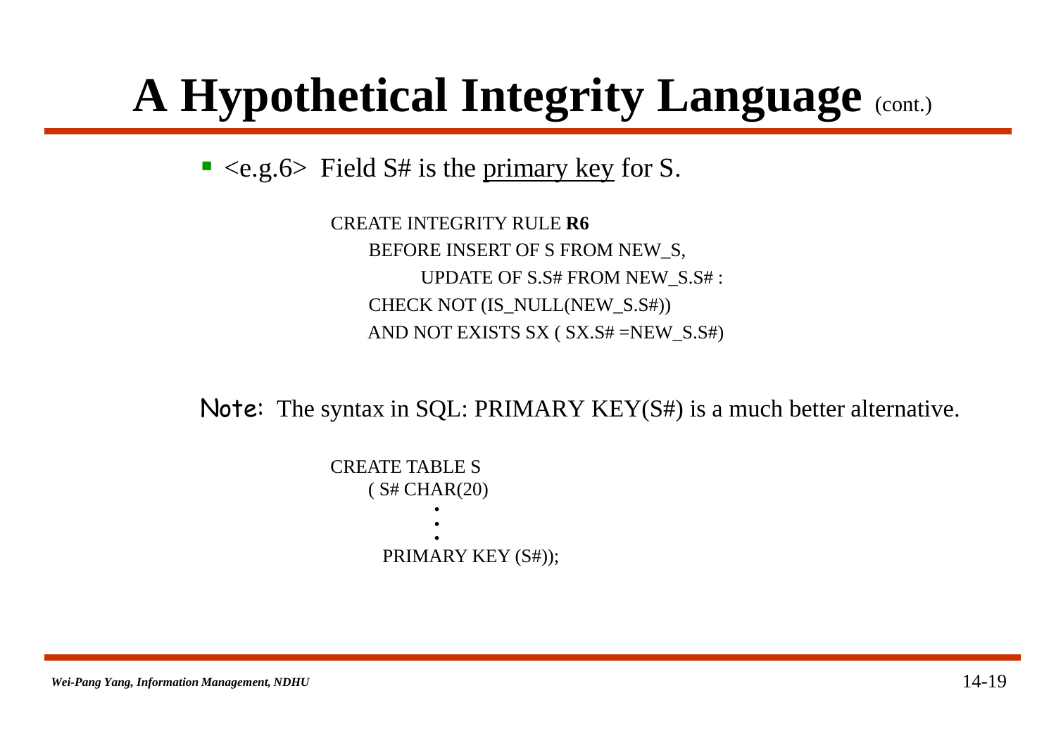# A Hypothetical Integrity Language (cont.)

- <e.g.6> Field S# is the <u>primary key</u> for S.

```
CREATE INTEGRITY RULE R6
    BEFORE INSERT OF S FROM NEW_S,
           UPDATE OF S.S# FROM NEW_S.S# :
    CHECK NOT (IS_NULL(NEW_S.S#))
    AND NOT EXISTS SX ( SX.S# =NEW_S.S#)
```

**Note**: The syntax in SQL: PRIMARY KEY(S#) is a much better alternative.

```
CREATE TABLE S
    ( S# CHAR(20)
          •
          •
          •
      PRIMARY KEY (S#));
```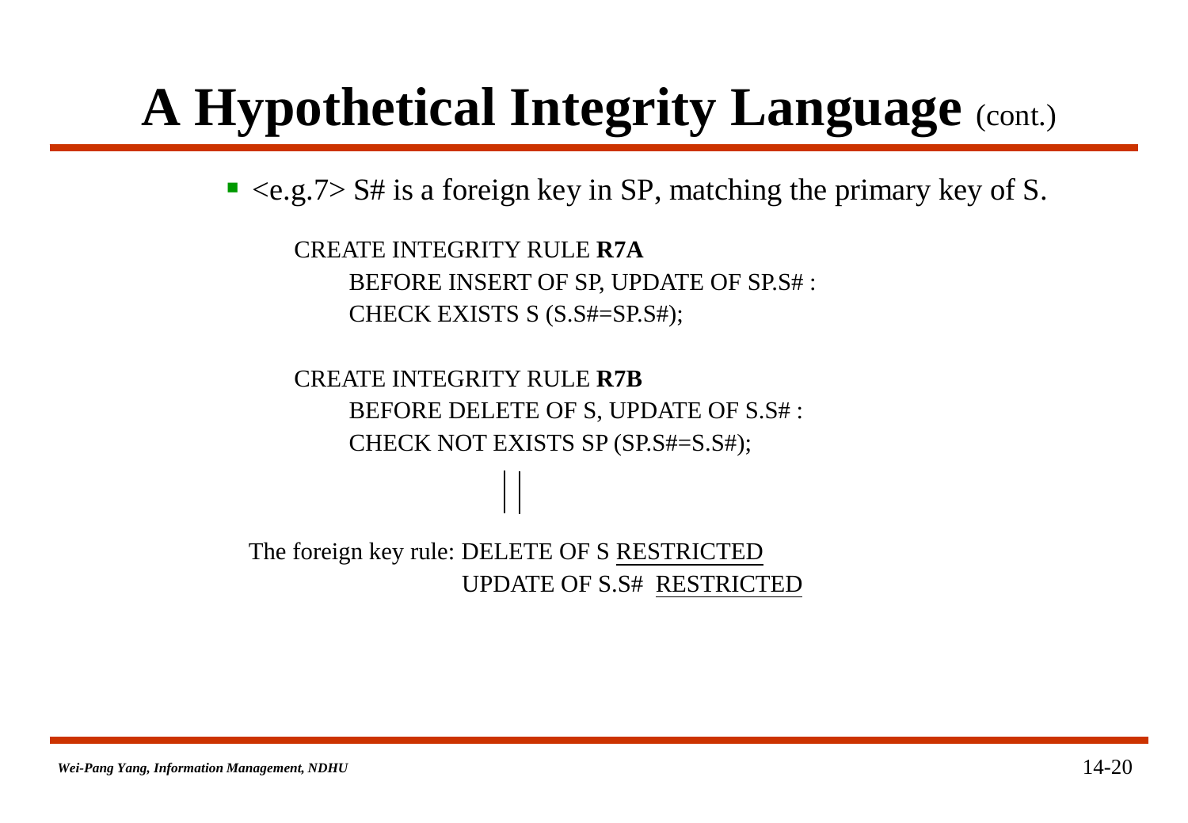# A Hypothetical Integrity Language (cont.)

- <e.g.7> S# is a foreign key in SP, matching the primary key of S.

```
CREATE INTEGRITY RULE R7A
    BEFORE INSERT OF SP, UPDATE OF SP.S# :
    CHECK EXISTS S (S.S#=SP.S#);

CREATE INTEGRITY RULE R7B
    BEFORE DELETE OF S, UPDATE OF S.S# :
    CHECK NOT EXISTS SP (SP.S#=S.S#);
```

||

The foreign key rule: DELETE OF S RESTRICTED
UPDATE OF S.S# RESTRICTED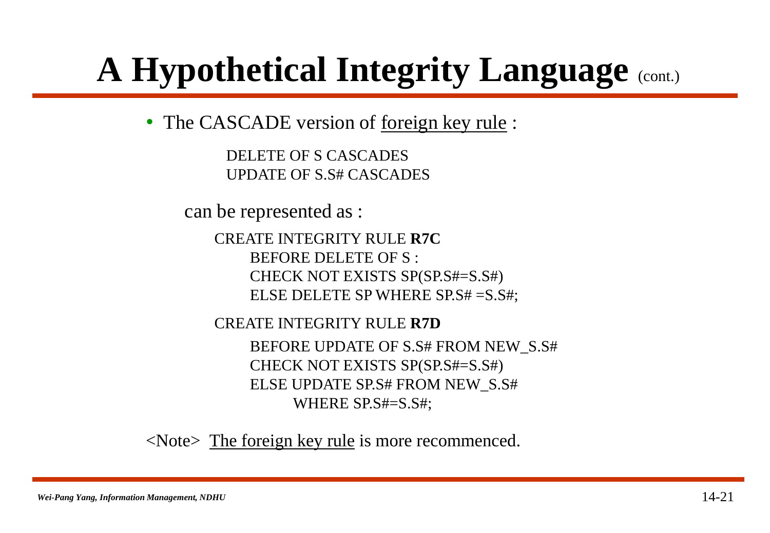# A Hypothetical Integrity Language (cont.)

- The CASCADE version of foreign key rule :

```
DELETE OF S CASCADES
UPDATE OF S.S# CASCADES
```

can be represented as :

```
CREATE INTEGRITY RULE R7C
    BEFORE DELETE OF S :
    CHECK NOT EXISTS SP(SP.S#=S.S#)
    ELSE DELETE SP WHERE SP.S# =S.S#;

CREATE INTEGRITY RULE R7D
    BEFORE UPDATE OF S.S# FROM NEW_S.S#
    CHECK NOT EXISTS SP(SP.S#=S.S#)
    ELSE UPDATE SP.S# FROM NEW_S.S#
        WHERE SP.S#=S.S#;
```

<Note> The foreign key rule is more recommenced.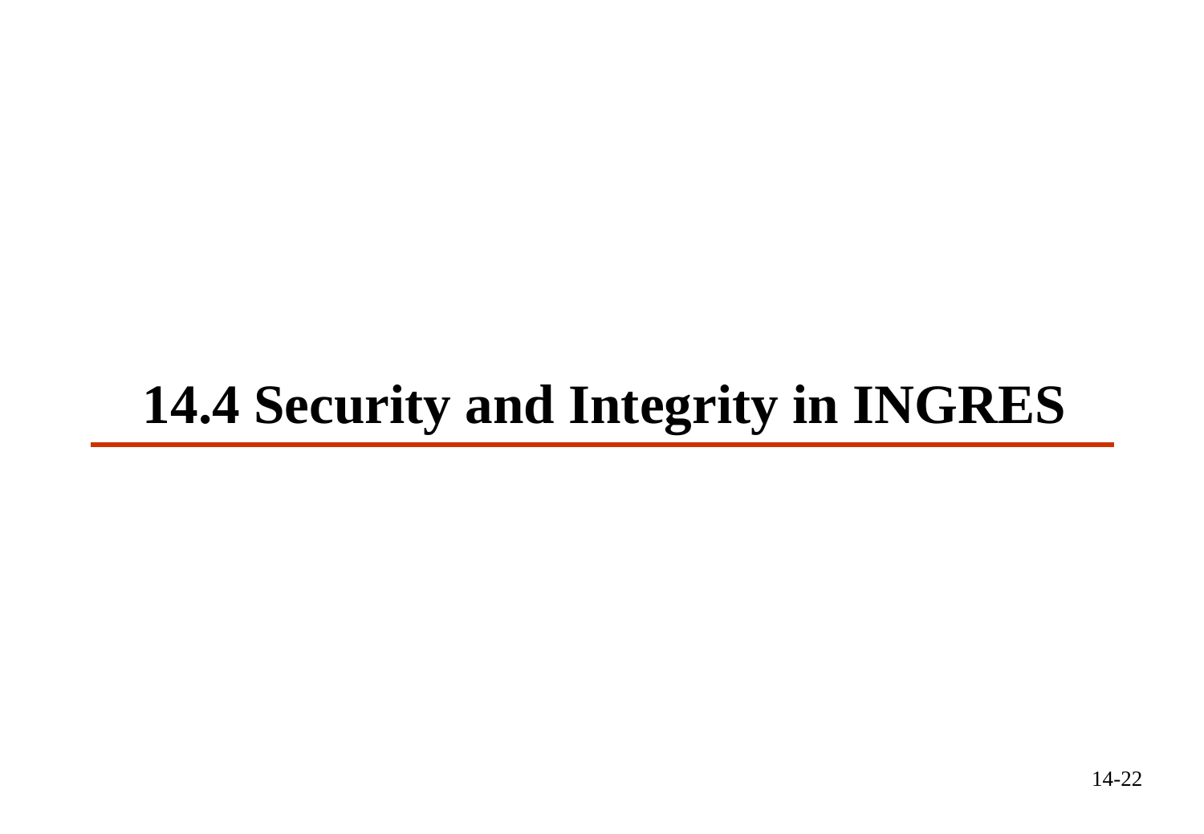# 14.4 Security and Integrity in INGRES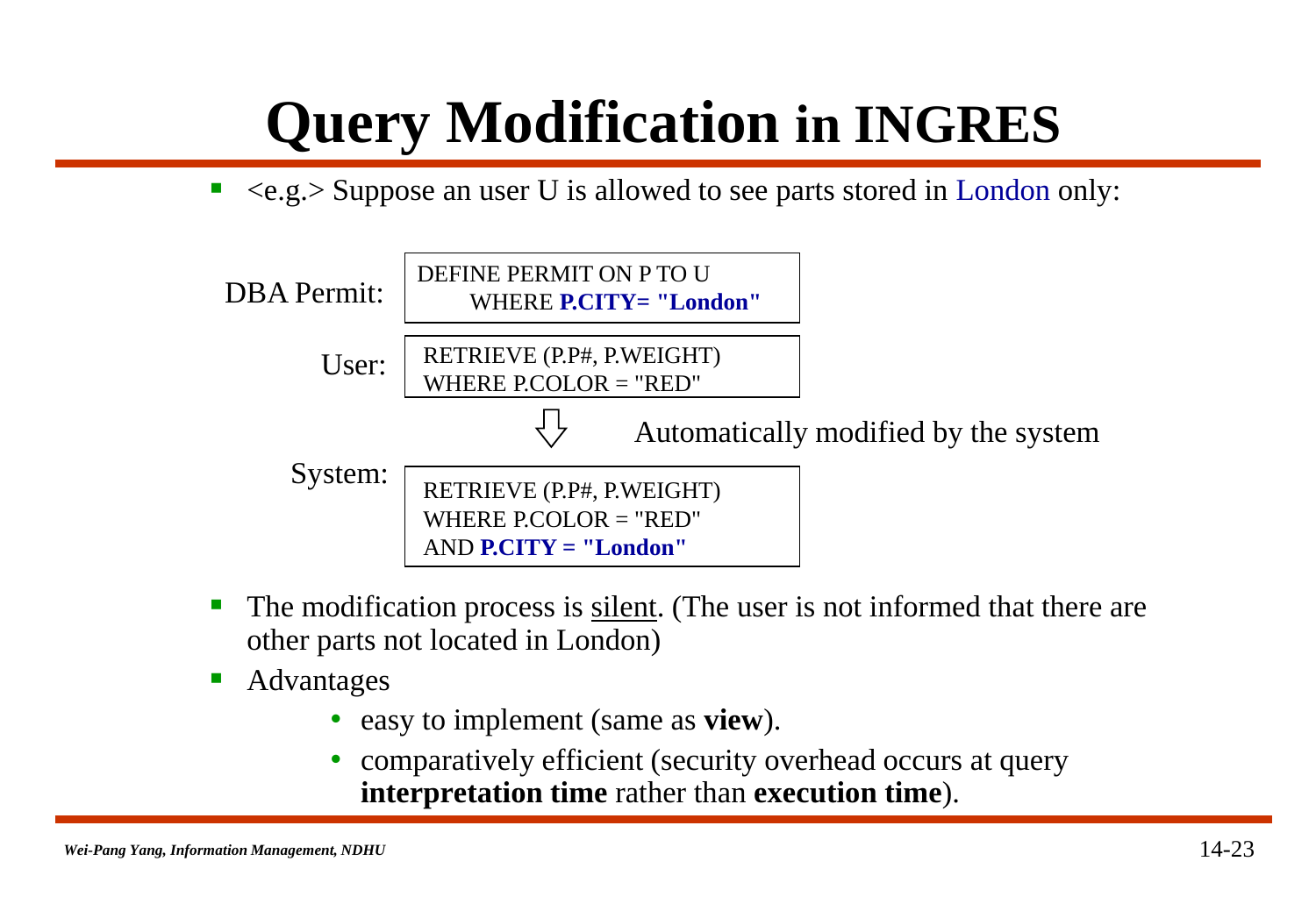# Query Modification in INGRES

- <e.g.> Suppose an user U is allowed to see parts stored in London only:

DBA Permit:

```
DEFINE PERMIT ON P TO U
    WHERE P.CITY= "London"
```

User:

```
RETRIEVE (P.P#, P.WEIGHT)
WHERE P.COLOR = "RED"
```

⇩ Automatically modified by the system

System:

```
RETRIEVE (P.P#, P.WEIGHT)
WHERE P.COLOR = "RED"
AND P.CITY = "London"
```

- The modification process is silent. (The user is not informed that there are other parts not located in London)
- Advantages
  - easy to implement (same as **view**).
  - comparatively efficient (security overhead occurs at query **interpretation time** rather than **execution time**).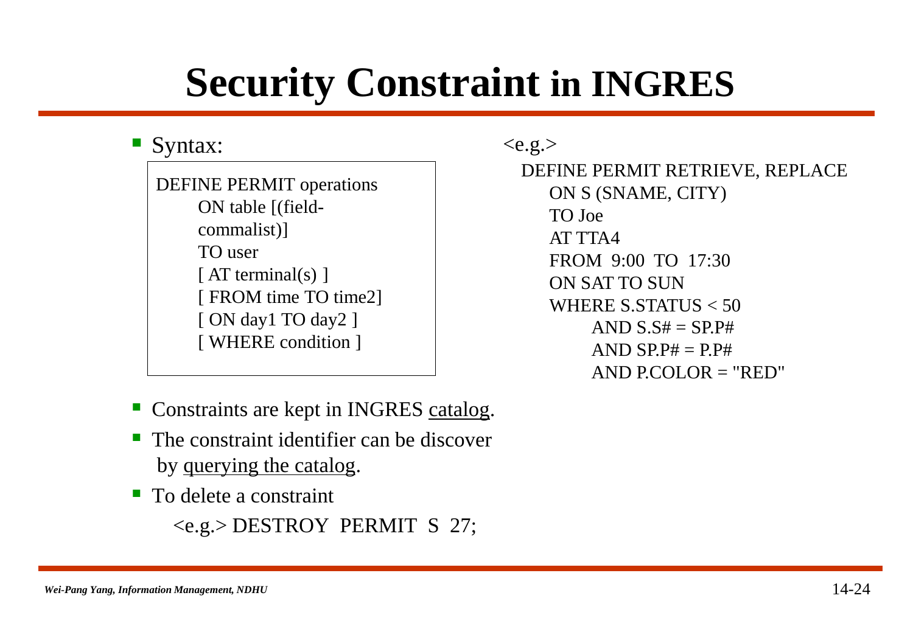# Security Constraint in INGRES

- Syntax:

```
DEFINE PERMIT operations
      ON table [(field-
      commalist)]
      TO user
      [ AT terminal(s) ]
      [ FROM time TO time2]
      [ ON day1 TO day2 ]
      [ WHERE condition ]
```

<e.g.>

```
DEFINE PERMIT RETRIEVE, REPLACE
    ON S (SNAME, CITY)
    TO Joe
    AT TTA4
    FROM 9:00 TO 17:30
    ON SAT TO SUN
    WHERE S.STATUS < 50
          AND S.S# = SP.P#
          AND SP.P# = P.P#
          AND P.COLOR = "RED"
```

- Constraints are kept in INGRES catalog.
- The constraint identifier can be discover by querying the catalog.
- To delete a constraint

  <e.g.> DESTROY PERMIT S 27;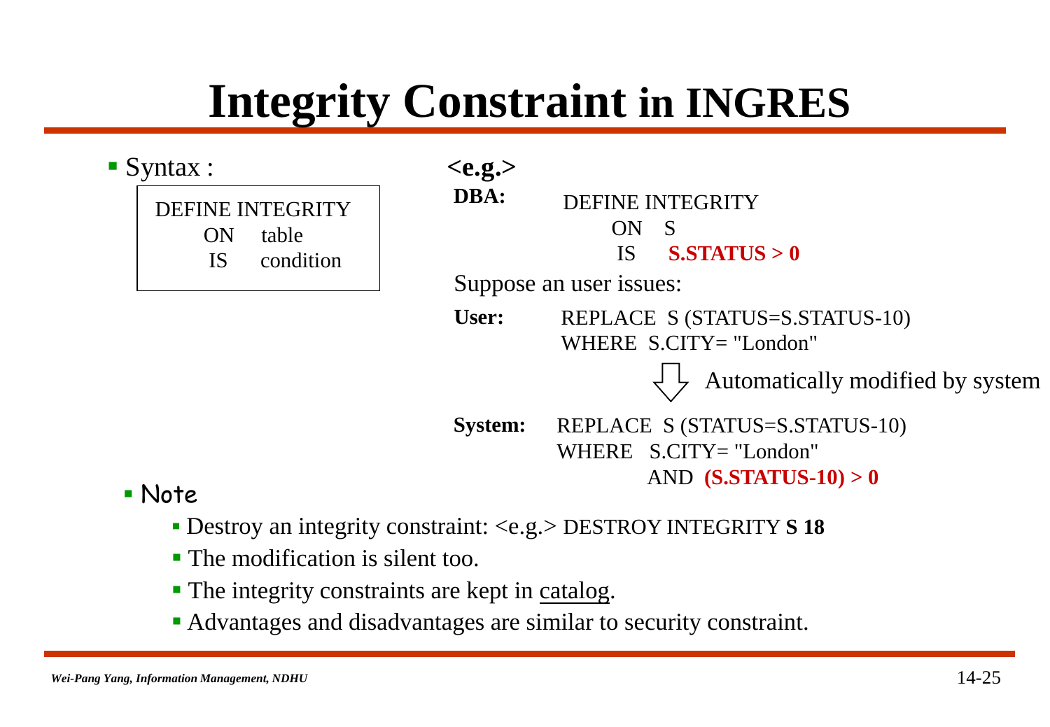# Integrity Constraint in INGRES

- Syntax :

```
DEFINE INTEGRITY
    ON    table
    IS    condition
```

**<e.g.>**

**DBA:**

```
DEFINE INTEGRITY
    ON   S
    IS   S.STATUS > 0
```

Suppose an user issues:

**User:**

```
REPLACE  S (STATUS=S.STATUS-10)
WHERE  S.CITY= "London"
```

⇩ Automatically modified by system

**System:**

```
REPLACE  S (STATUS=S.STATUS-10)
WHERE   S.CITY= "London"
        AND  (S.STATUS-10) > 0
```

- Note
  - Destroy an integrity constraint: <e.g.> DESTROY INTEGRITY **S 18**
  - The modification is silent too.
  - The integrity constraints are kept in catalog.
  - Advantages and disadvantages are similar to security constraint.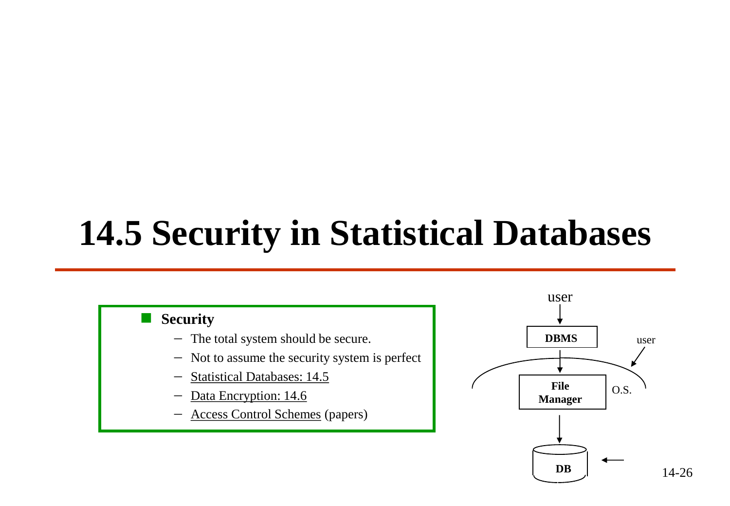# 14.5 Security in Statistical Databases

- **Security**
  - The total system should be secure.
  - Not to assume the security system is perfect
  - Statistical Databases: 14.5
  - Data Encryption: 14.6
  - Access Control Schemes (papers)

user

DBMS

user

File Manager

O.S.

DB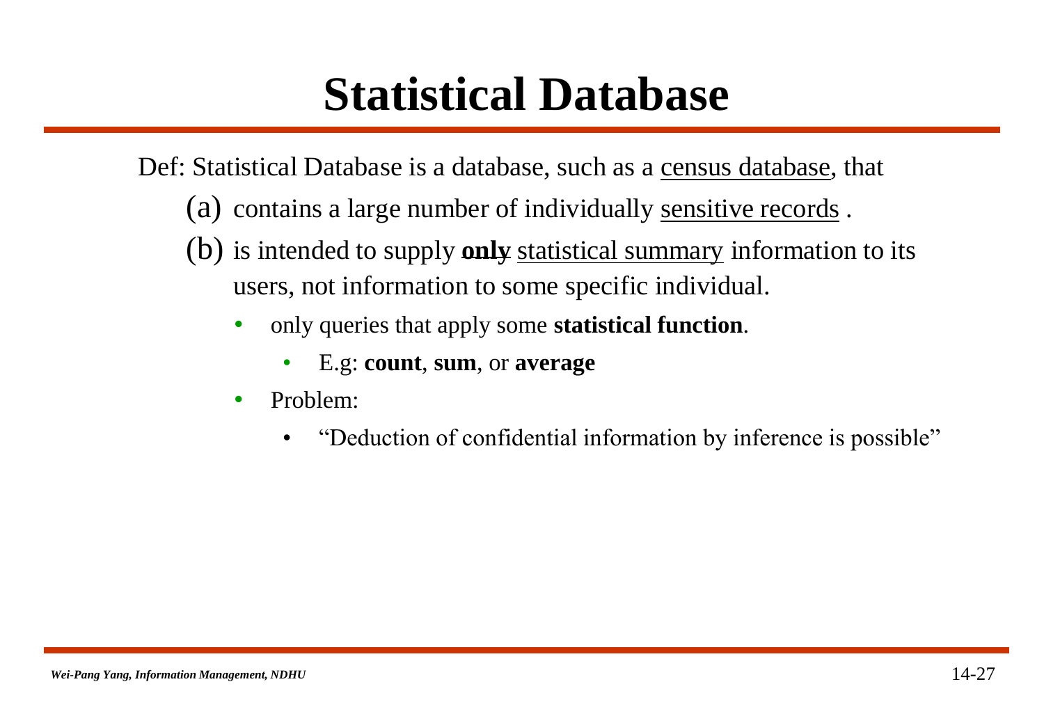# Statistical Database

Def: Statistical Database is a database, such as a census database, that

(a) contains a large number of individually sensitive records .

(b) is intended to supply **only** statistical summary information to its users, not information to some specific individual.

- only queries that apply some **statistical function**.
  - E.g: **count**, **sum**, or **average**
- Problem:
  - "Deduction of confidential information by inference is possible"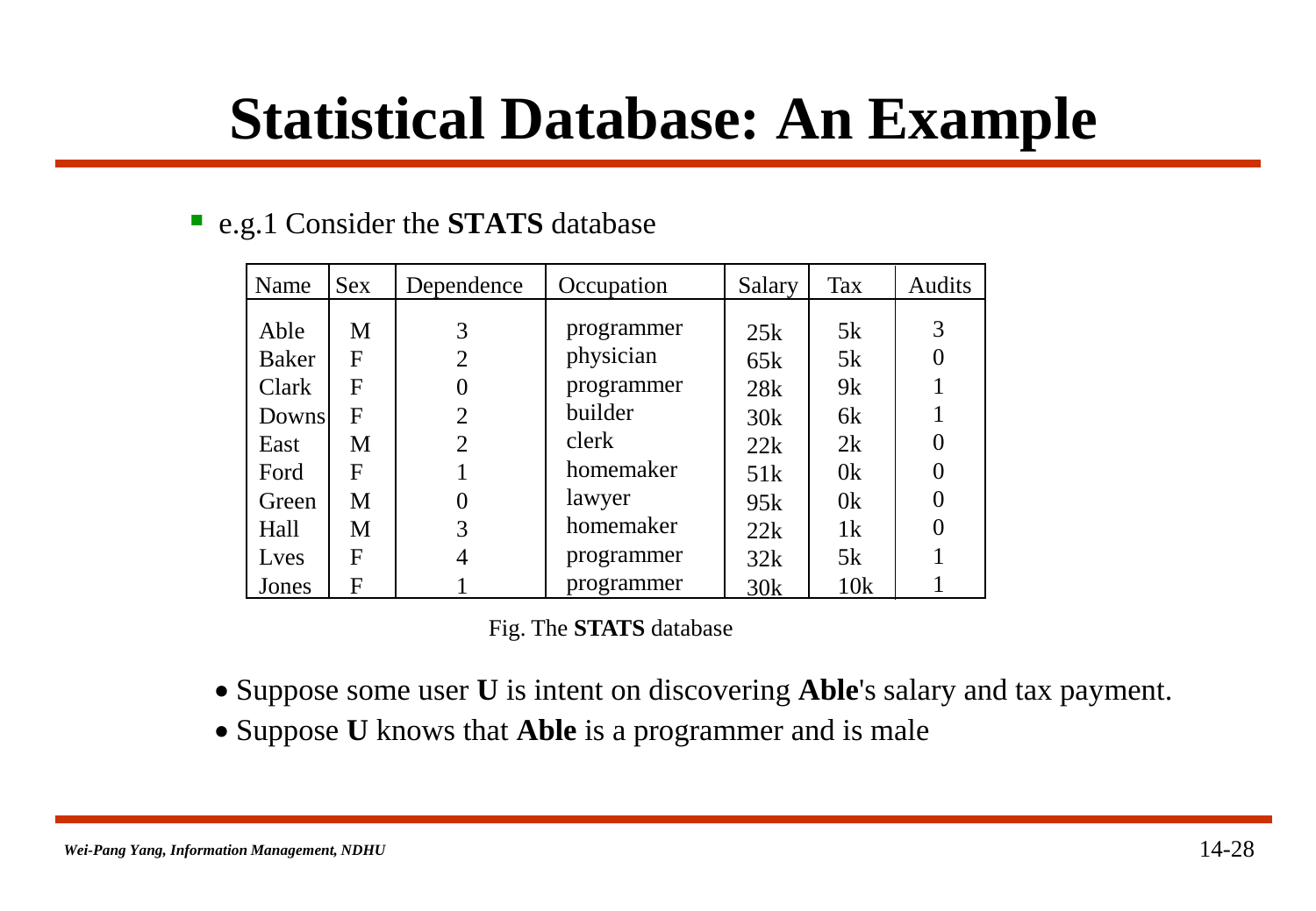# Statistical Database: An Example

- e.g.1 Consider the **STATS** database

| Name | Sex | Dependence | Occupation | Salary | Tax | Audits |
|---|---|---|---|---|---|---|
| Able | M | 3 | programmer | 25k | 5k | 3 |
| Baker | F | 2 | physician | 65k | 5k | 0 |
| Clark | F | 0 | programmer | 28k | 9k | 1 |
| Downs | F | 2 | builder | 30k | 6k | 1 |
| East | M | 2 | clerk | 22k | 2k | 0 |
| Ford | F | 1 | homemaker | 51k | 0k | 0 |
| Green | M | 0 | lawyer | 95k | 0k | 0 |
| Hall | M | 3 | homemaker | 22k | 1k | 0 |
| Lves | F | 4 | programmer | 32k | 5k | 1 |
| Jones | F | 1 | programmer | 30k | 10k | 1 |

Fig. The **STATS** database

- Suppose some user **U** is intent on discovering **Able**'s salary and tax payment.
- Suppose **U** knows that **Able** is a programmer and is male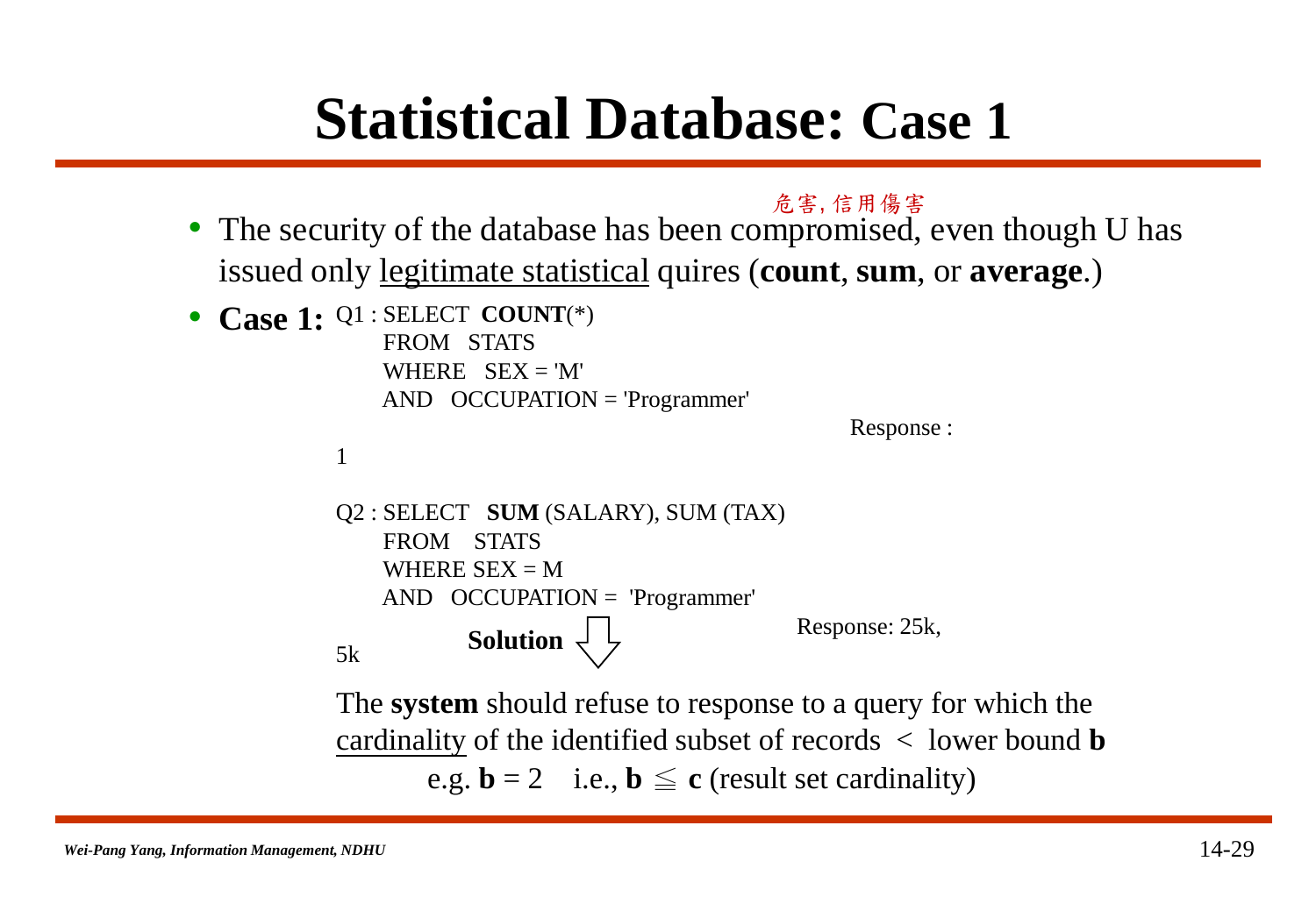# Statistical Database: Case 1

- The security of the database has been compromised (危害, 信用傷害), even though U has issued only legitimate statistical quires (**count**, **sum**, or **average**.)
- **Case 1:**

```
Q1 : SELECT  COUNT(*)
     FROM   STATS
     WHERE   SEX = 'M'
     AND   OCCUPATION = 'Programmer'
```

Response : 1

```
Q2 : SELECT   SUM (SALARY), SUM (TAX)
     FROM    STATS
     WHERE SEX = M
     AND   OCCUPATION =  'Programmer'
```

Response: 25k, 5k

**Solution** ⇩

The **system** should refuse to response to a query for which the cardinality of the identified subset of records < lower bound **b**

e.g. **b** = 2   i.e., **b** ≦ **c** (result set cardinality)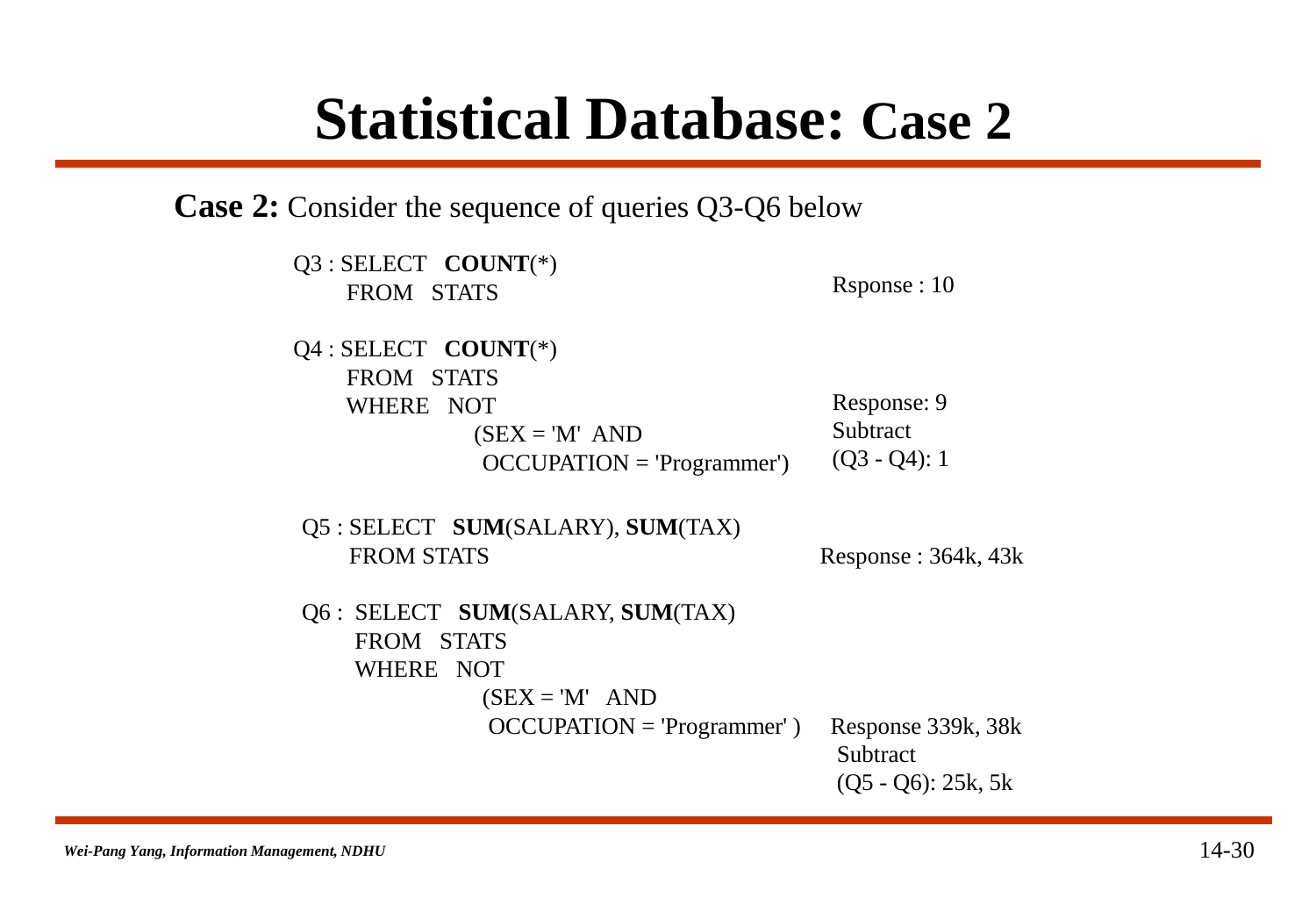# Statistical Database: Case 2

**Case 2:** Consider the sequence of queries Q3-Q6 below

```
Q3 : SELECT   COUNT(*)
     FROM   STATS
```

Rsponse : 10

```
Q4 : SELECT   COUNT(*)
     FROM   STATS
     WHERE   NOT
             (SEX = 'M'  AND
              OCCUPATION = 'Programmer')
```

Response: 9
Subtract
(Q3 - Q4): 1

```
Q5 : SELECT   SUM(SALARY), SUM(TAX)
     FROM STATS
```

Response : 364k, 43k

```
Q6 :  SELECT   SUM(SALARY, SUM(TAX)
      FROM   STATS
      WHERE   NOT
              (SEX = 'M'   AND
               OCCUPATION = 'Programmer' )
```

Response 339k, 38k
Subtract
(Q5 - Q6): 25k, 5k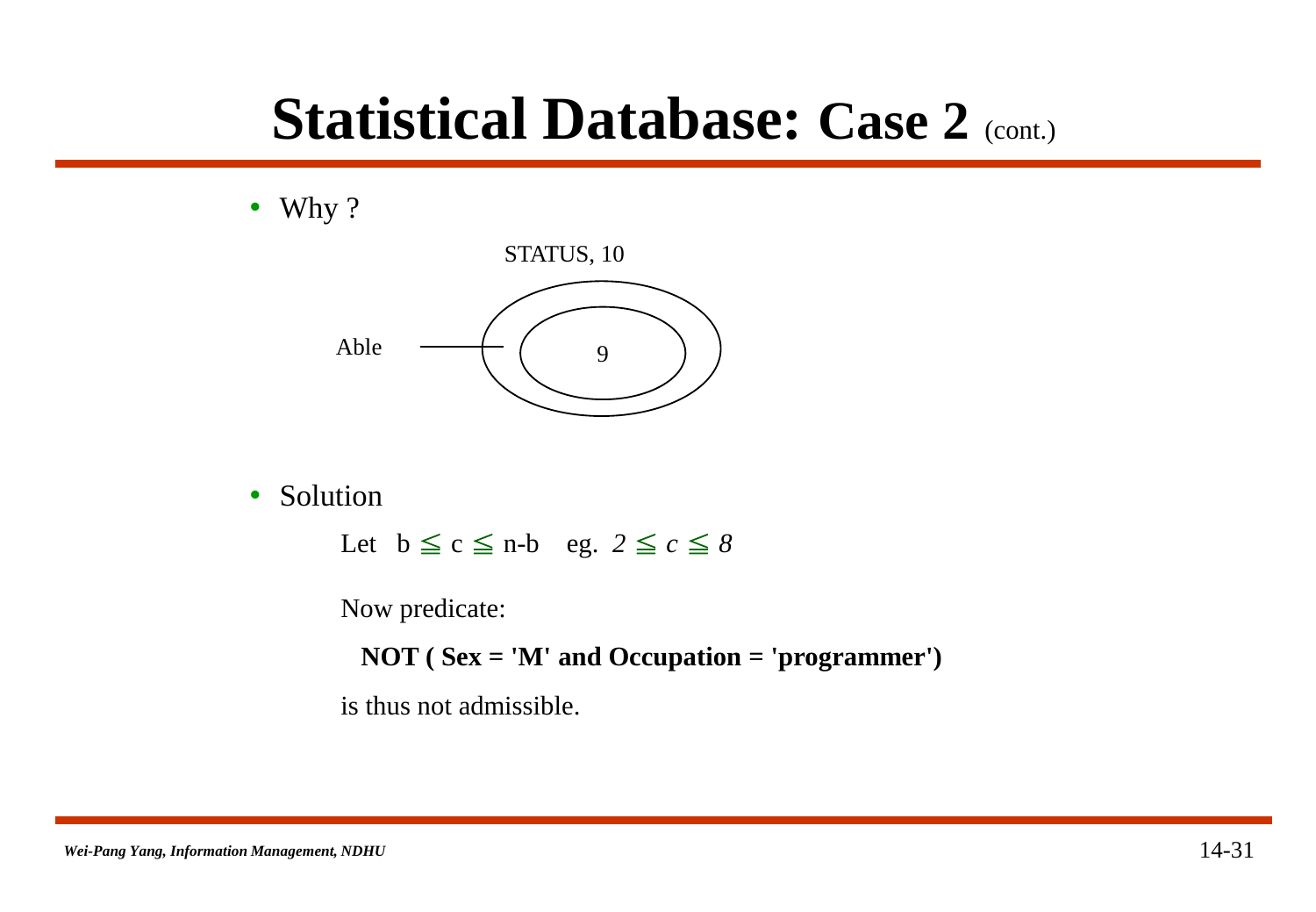# Statistical Database: Case 2 (cont.)

- Why ?

STATUS, 10

Able

9

- Solution

  Let $b \leqq c \leqq n-b$ eg. $2 \leqq c \leqq 8$

  Now predicate:

  **NOT ( Sex = 'M' and Occupation = 'programmer')**

  is thus not admissible.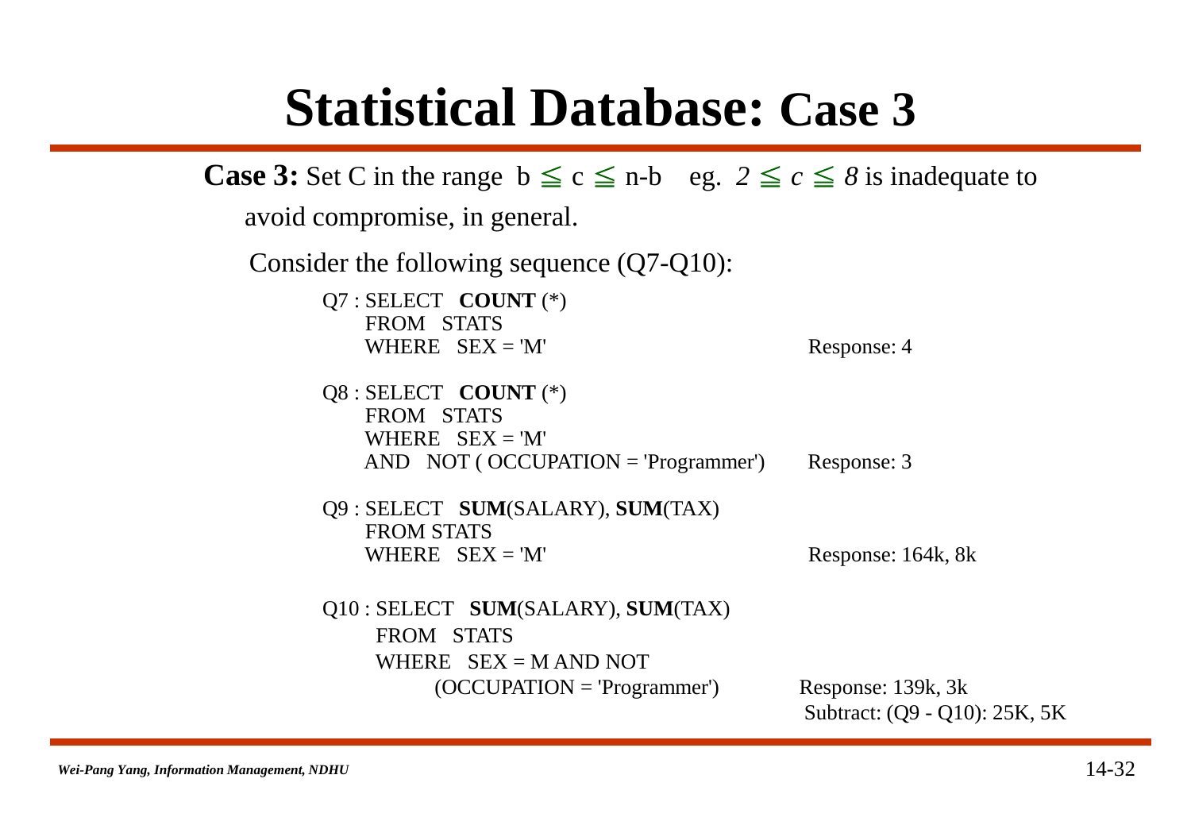# Statistical Database: Case 3

**Case 3:** Set C in the range $b \leqq c \leqq n\text{-}b$ eg. $2 \leqq c \leqq 8$ is inadequate to avoid compromise, in general.

Consider the following sequence (Q7-Q10):

```
Q7 : SELECT  COUNT (*)
     FROM  STATS
     WHERE  SEX = 'M'                                   Response: 4

Q8 : SELECT  COUNT (*)
     FROM  STATS
     WHERE  SEX = 'M'
     AND  NOT ( OCCUPATION = 'Programmer')              Response: 3

Q9 : SELECT  SUM(SALARY), SUM(TAX)
     FROM STATS
     WHERE  SEX = 'M'                                   Response: 164k, 8k

Q10 : SELECT  SUM(SALARY), SUM(TAX)
      FROM  STATS
      WHERE  SEX = M AND NOT
             (OCCUPATION = 'Programmer')                Response: 139k, 3k
                                                        Subtract: (Q9 - Q10): 25K, 5K
```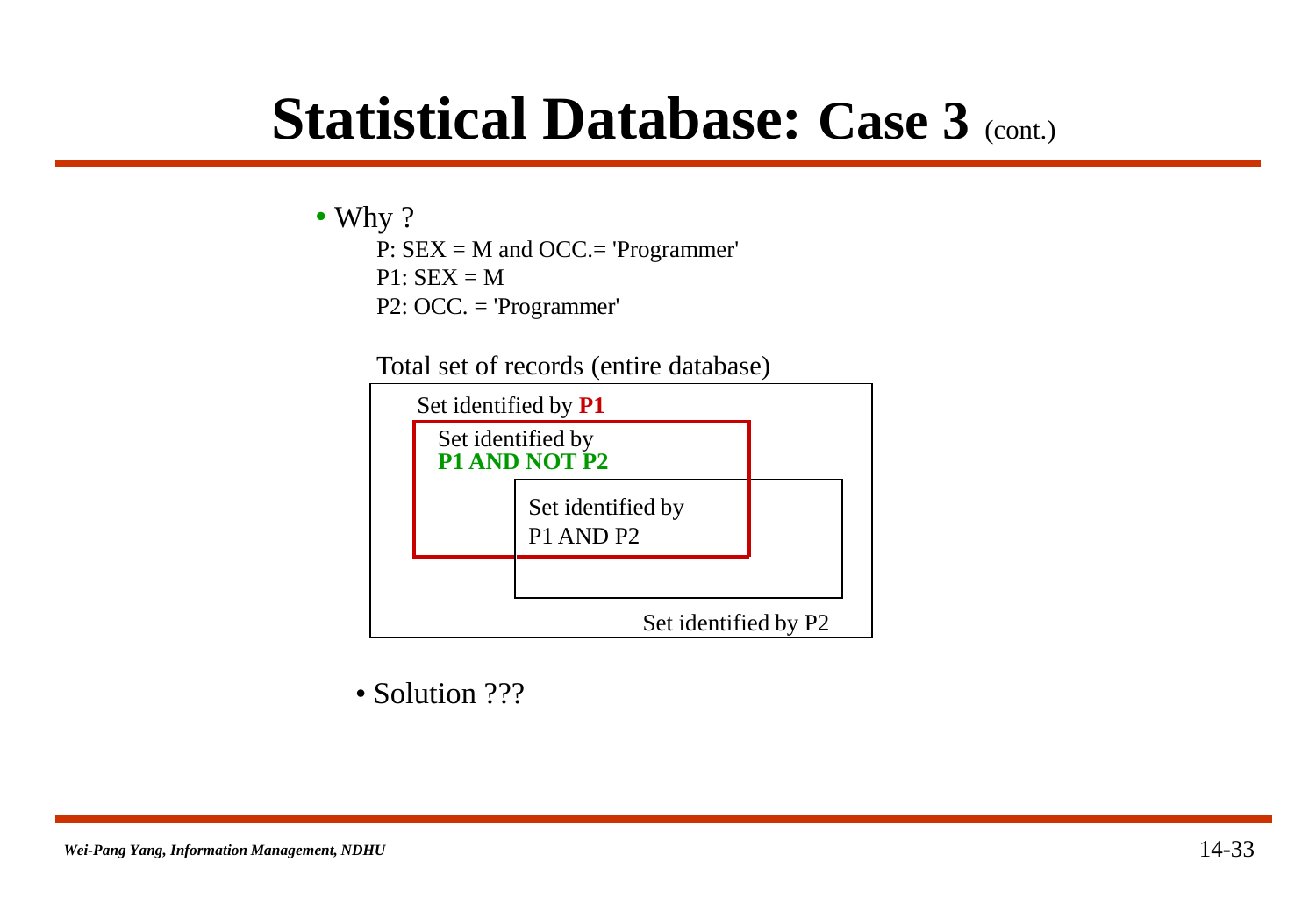# Statistical Database: Case 3 (cont.)

- Why ?

  P: SEX = M and OCC.= 'Programmer'

  P1: SEX = M

  P2: OCC. = 'Programmer'

  Total set of records (entire database)

  Set identified by **P1**

  Set identified by **P1 AND NOT P2**

  Set identified by P1 AND P2

  Set identified by P2

- Solution ???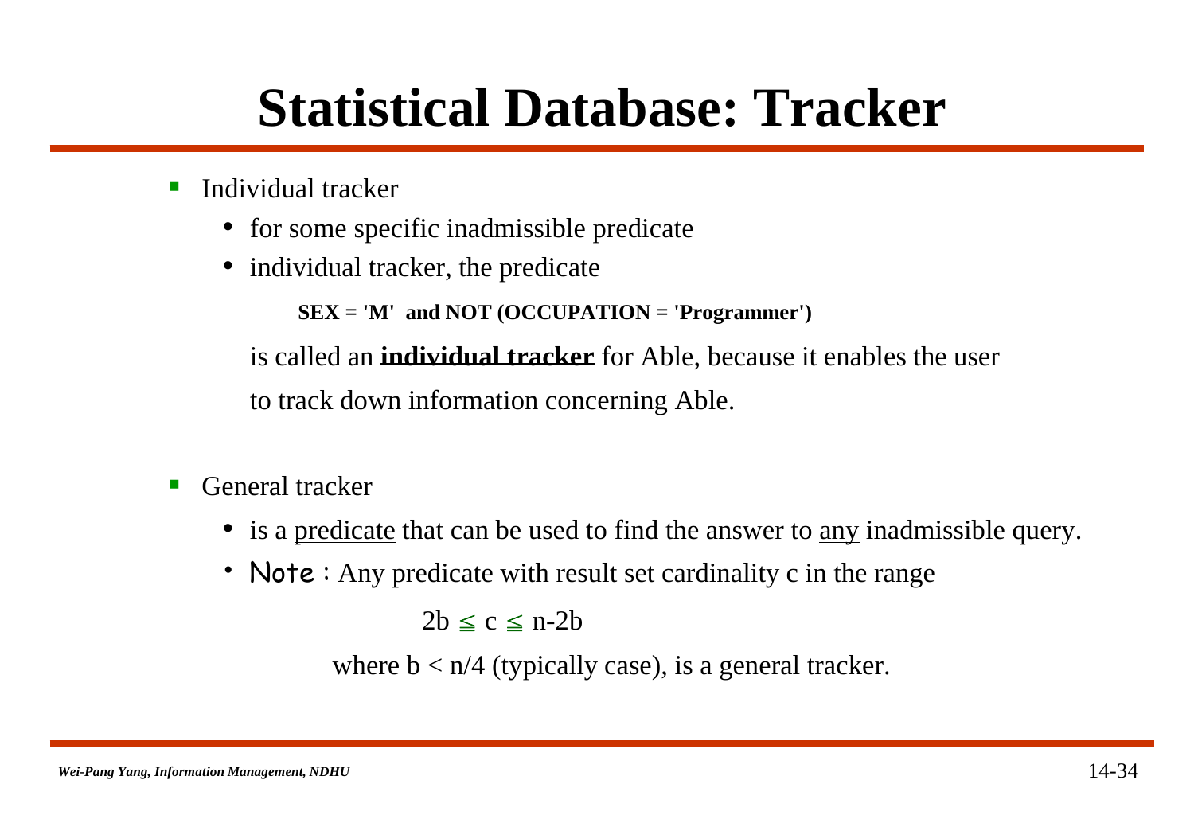# Statistical Database: Tracker

- Individual tracker
  - for some specific inadmissible predicate
  - individual tracker, the predicate

    **SEX = 'M' and NOT (OCCUPATION = 'Programmer')**

    is called an **individual tracker** for Able, because it enables the user to track down information concerning Able.

- General tracker
  - is a predicate that can be used to find the answer to any inadmissible query.
  - Note：Any predicate with result set cardinality c in the range

    $$2b \leqq c \leqq n-2b$$

    where $b < n/4$ (typically case), is a general tracker.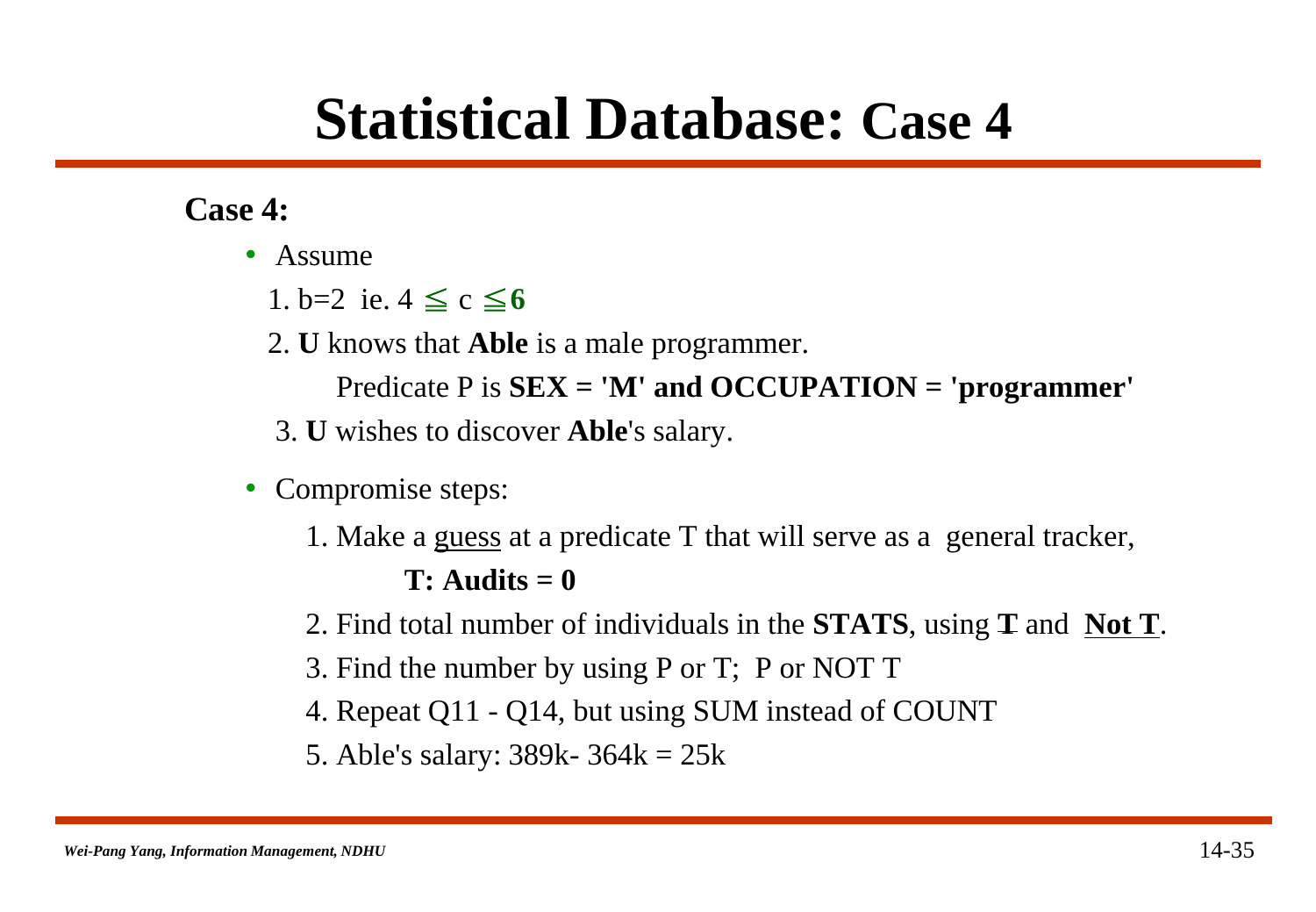# Statistical Database: Case 4

**Case 4:**

- Assume
  1. b=2 ie. $4 \leqq c \leqq 6$
  2. **U** knows that **Able** is a male programmer.

     Predicate P is **SEX = 'M' and OCCUPATION = 'programmer'**
  3. **U** wishes to discover **Able**'s salary.

- Compromise steps:
  1. Make a <u>guess</u> at a predicate T that will serve as a general tracker,

     **T: Audits = 0**
  2. Find total number of individuals in the **STATS**, using **T** and **<u>Not T</u>**.
  3. Find the number by using P or T; P or NOT T
  4. Repeat Q11 - Q14, but using SUM instead of COUNT
  5. Able's salary: 389k- 364k = 25k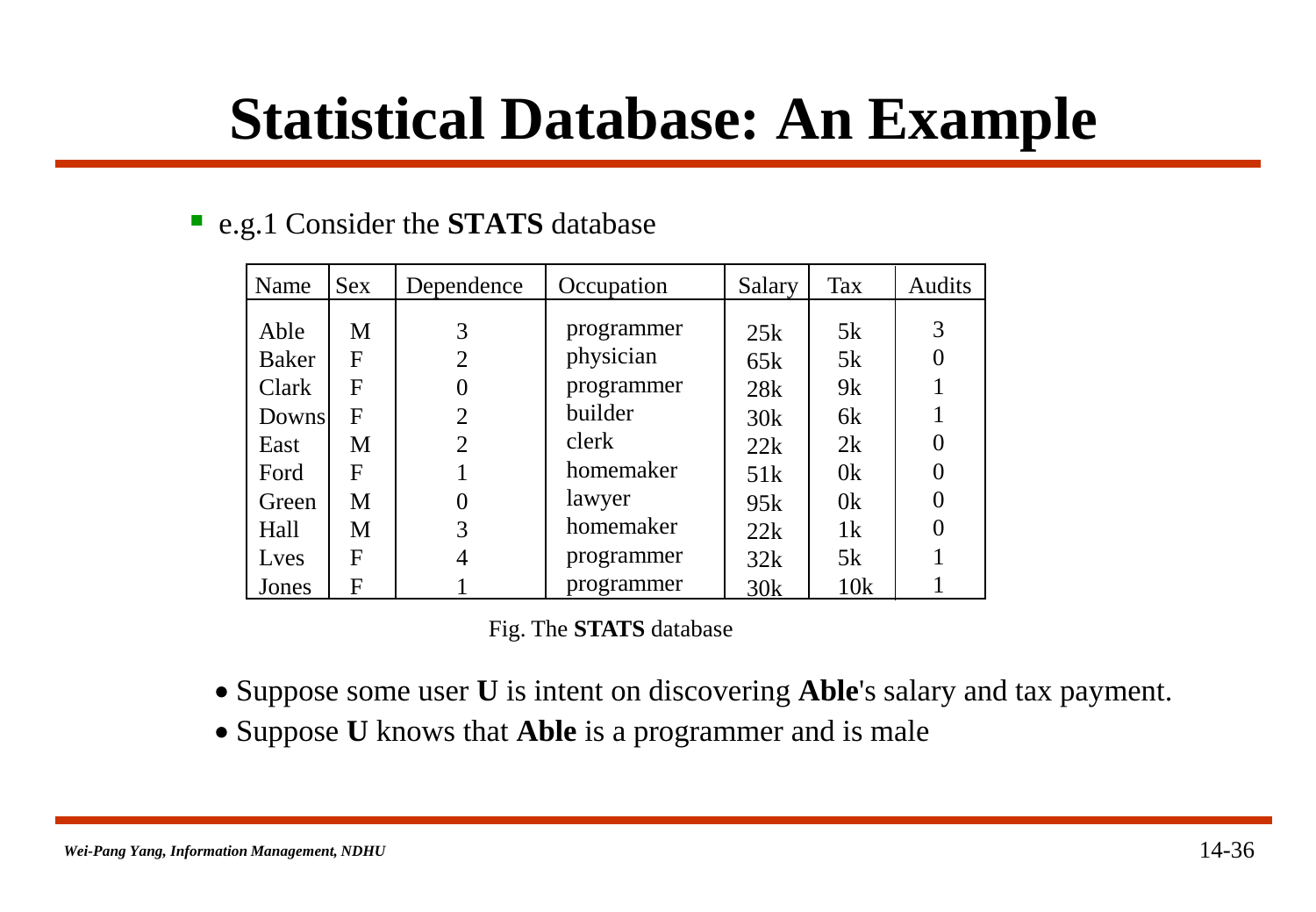# Statistical Database: An Example

- e.g.1 Consider the **STATS** database

| Name | Sex | Dependence | Occupation | Salary | Tax | Audits |
|---|---|---|---|---|---|---|
| Able | M | 3 | programmer | 25k | 5k | 3 |
| Baker | F | 2 | physician | 65k | 5k | 0 |
| Clark | F | 0 | programmer | 28k | 9k | 1 |
| Downs | F | 2 | builder | 30k | 6k | 1 |
| East | M | 2 | clerk | 22k | 2k | 0 |
| Ford | F | 1 | homemaker | 51k | 0k | 0 |
| Green | M | 0 | lawyer | 95k | 0k | 0 |
| Hall | M | 3 | homemaker | 22k | 1k | 0 |
| Lves | F | 4 | programmer | 32k | 5k | 1 |
| Jones | F | 1 | programmer | 30k | 10k | 1 |

Fig. The **STATS** database

- Suppose some user **U** is intent on discovering **Able**'s salary and tax payment.
- Suppose **U** knows that **Able** is a programmer and is male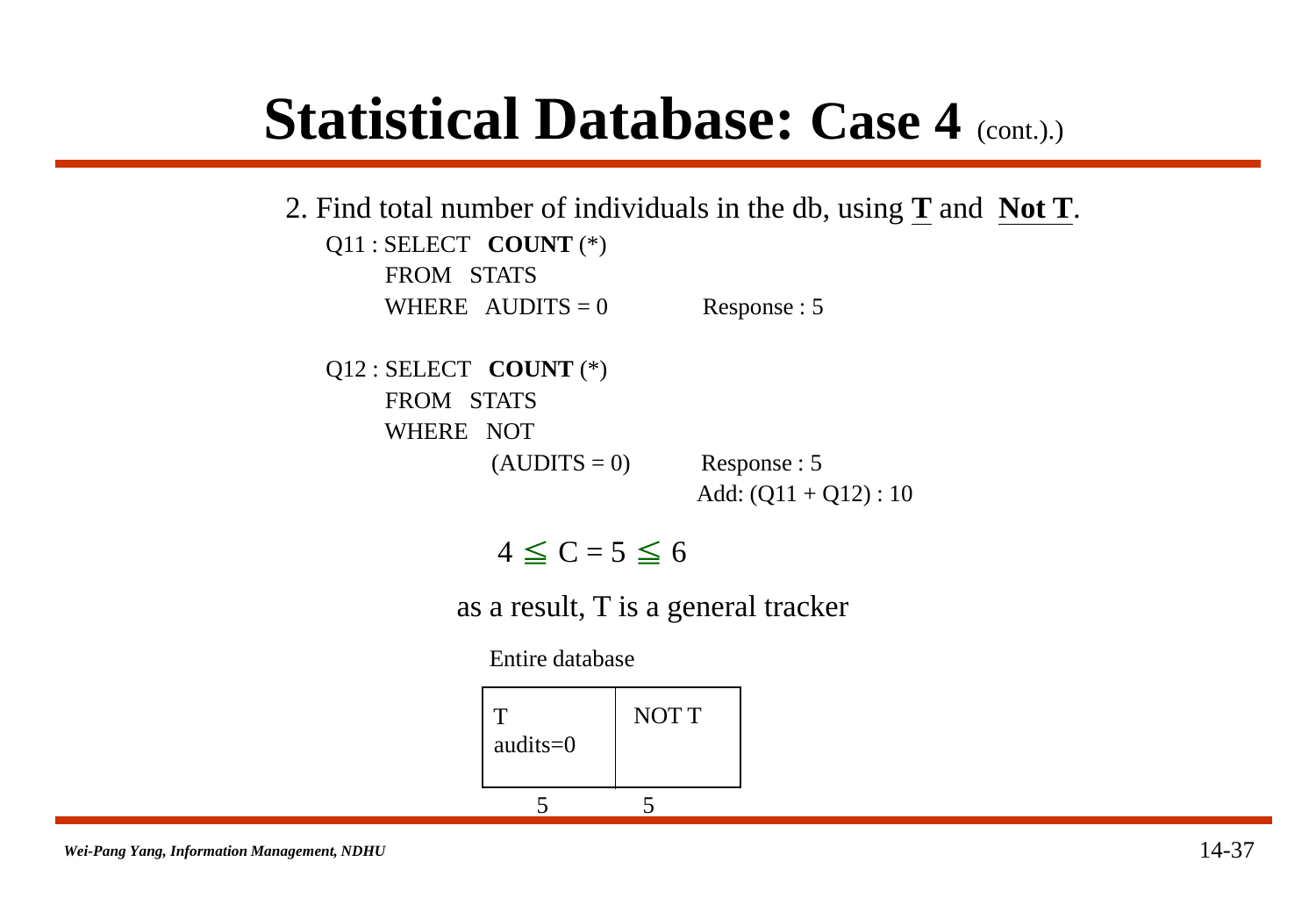# Statistical Database: Case 4 (cont.).)

2. Find total number of individuals in the db, using **T** and **Not T**.

```
Q11 : SELECT   COUNT (*)
      FROM   STATS
      WHERE   AUDITS = 0            Response : 5

Q12 : SELECT   COUNT (*)
      FROM   STATS
      WHERE   NOT
                (AUDITS = 0)        Response : 5
                                    Add: (Q11 + Q12) : 10
```

$$4 \leqq C = 5 \leqq 6$$

as a result, T is a general tracker

Entire database

| T audits=0 | NOT T |
|---|---|
| 5 | 5 |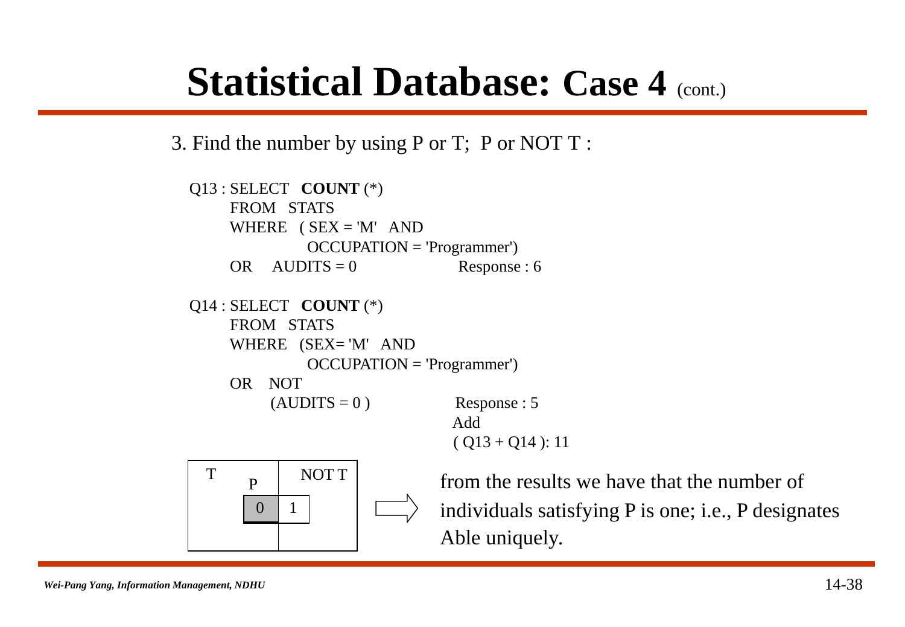# Statistical Database: Case 4 (cont.)

3. Find the number by using P or T; P or NOT T :

```
Q13 : SELECT  COUNT (*)
      FROM  STATS
      WHERE  ( SEX = 'M'  AND
               OCCUPATION = 'Programmer')
      OR   AUDITS = 0                    Response : 6
```

```
Q14 : SELECT  COUNT (*)
      FROM  STATS
      WHERE  (SEX= 'M'  AND
               OCCUPATION = 'Programmer')
      OR   NOT
           (AUDITS = 0 )                 Response : 5
```

Add
( Q13 + Q14 ): 11

| T | NOT T |
|---|---|
| P: 0 | 1 |

⇒ from the results we have that the number of individuals satisfying P is one; i.e., P designates Able uniquely.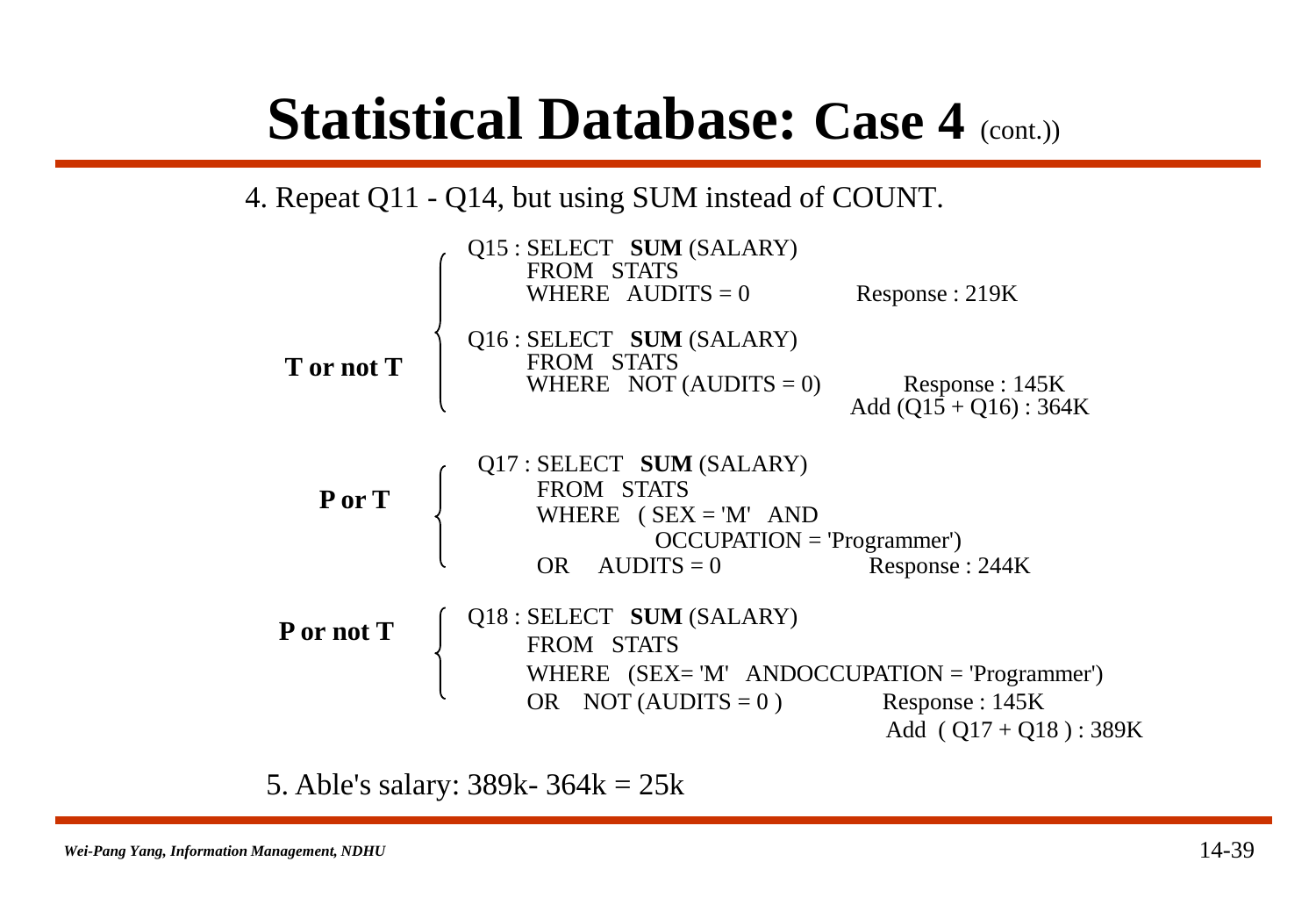# Statistical Database: Case 4 (cont.))

4. Repeat Q11 - Q14, but using SUM instead of COUNT.

**T or not T**

```
Q15 : SELECT   SUM (SALARY)
      FROM   STATS
      WHERE   AUDITS = 0                  Response : 219K

Q16 : SELECT   SUM (SALARY)
      FROM   STATS
      WHERE   NOT (AUDITS = 0)            Response : 145K
                                    Add (Q15 + Q16) : 364K
```

**P or T**

```
Q17 : SELECT   SUM (SALARY)
      FROM   STATS
      WHERE   ( SEX = 'M'   AND
                OCCUPATION = 'Programmer')
      OR    AUDITS = 0                    Response : 244K
```

**P or not T**

```
Q18 : SELECT   SUM (SALARY)
      FROM   STATS
      WHERE   (SEX= 'M'   ANDOCCUPATION = 'Programmer')
      OR    NOT (AUDITS = 0 )             Response : 145K
                                    Add  ( Q17 + Q18 ) : 389K
```

5. Able's salary: 389k- 364k = 25k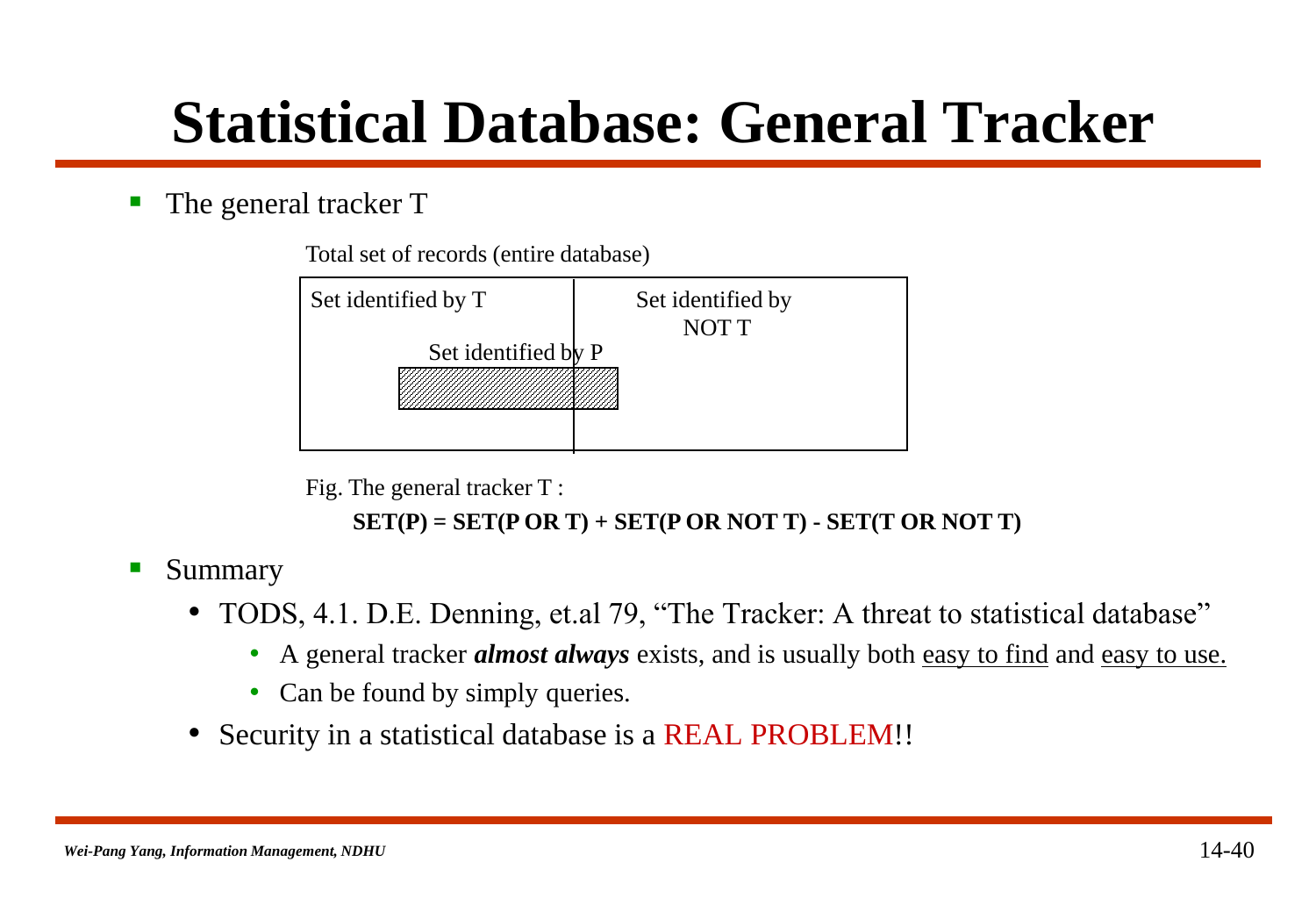# Statistical Database: General Tracker

- The general tracker T

Total set of records (entire database)

Set identified by T

Set identified by NOT T

Set identified by P

Fig. The general tracker T :

**SET(P) = SET(P OR T) + SET(P OR NOT T) - SET(T OR NOT T)**

- Summary
  - TODS, 4.1. D.E. Denning, et.al 79, “The Tracker: A threat to statistical database”
    - A general tracker ***almost always*** exists, and is usually both <u>easy to find</u> and <u>easy to use.</u>
    - Can be found by simply queries.
  - Security in a statistical database is a REAL PROBLEM!!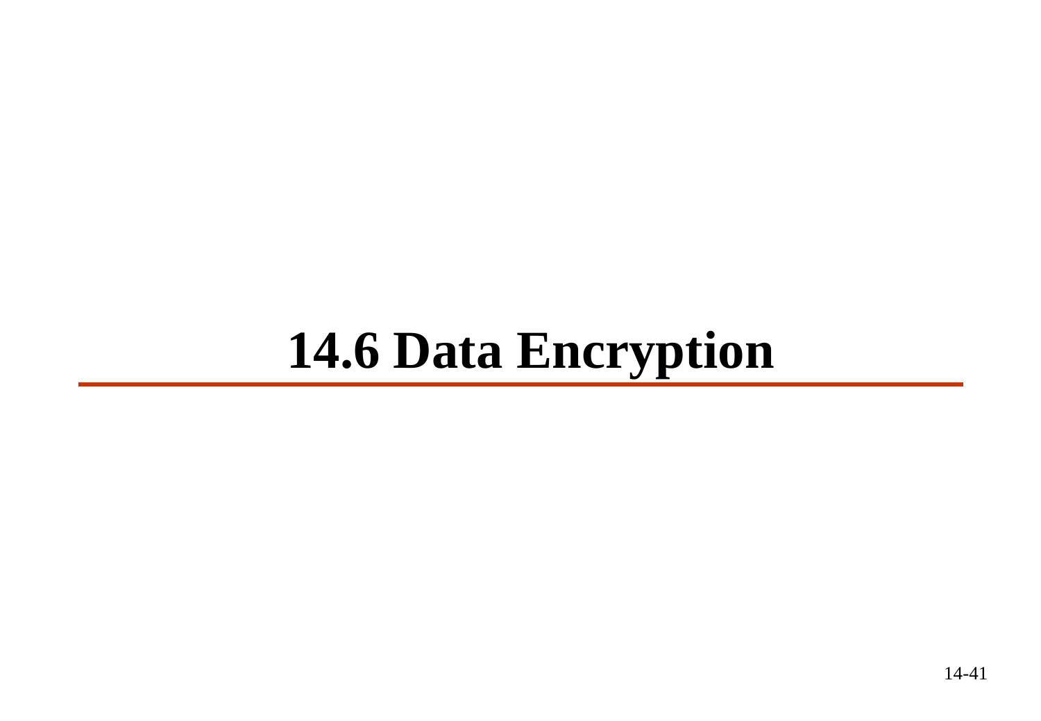# 14.6 Data Encryption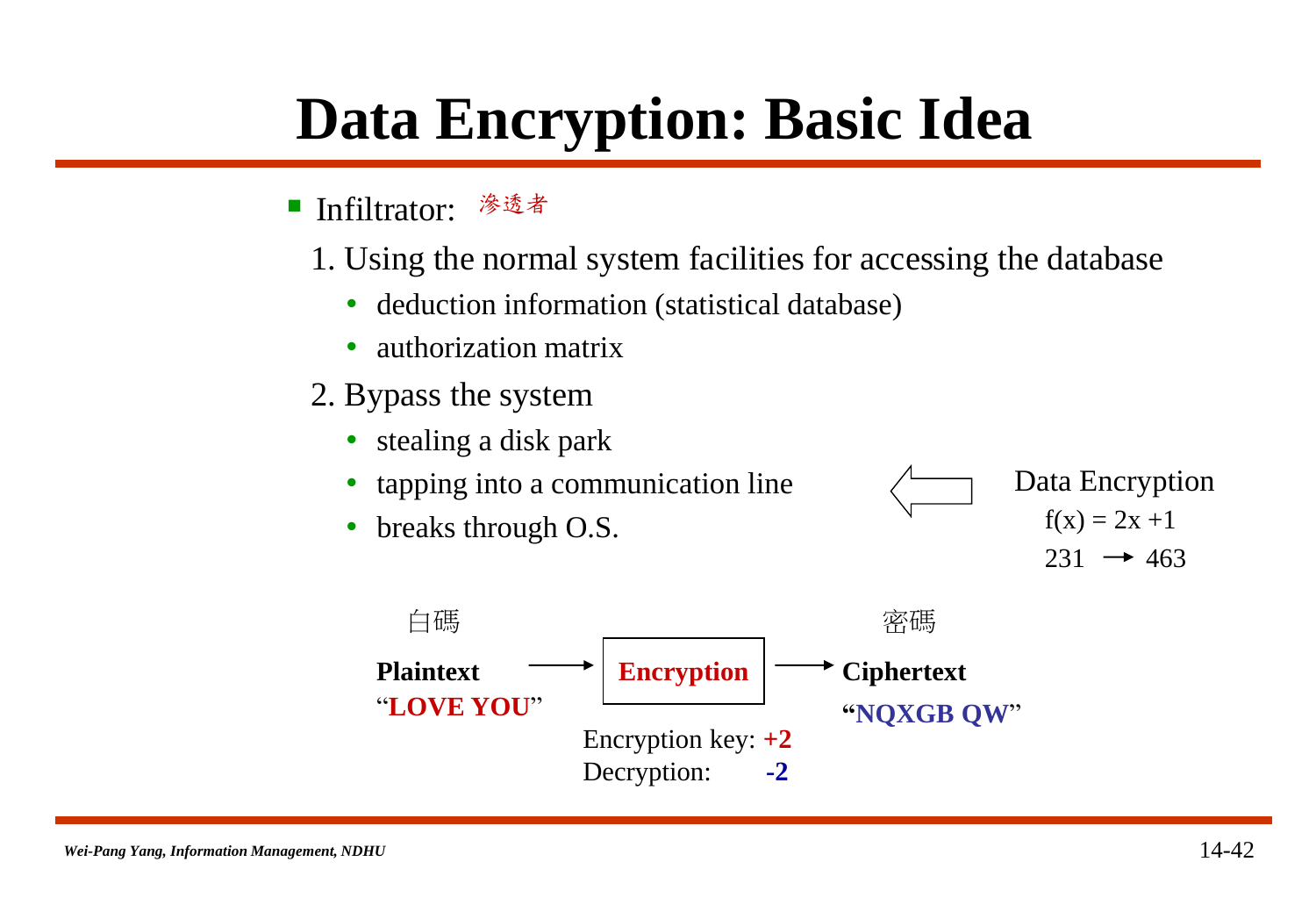# Data Encryption: Basic Idea

- Infiltrator: 滲透者
  1. Using the normal system facilities for accessing the database
     - deduction information (statistical database)
     - authorization matrix
  2. Bypass the system
     - stealing a disk park
     - tapping into a communication line
     - breaks through O.S.

Data Encryption

$f(x) = 2x + 1$

$231 \rightarrow 463$

白碼 **Plaintext** "**LOVE YOU**" → **Encryption** → 密碼 **Ciphertext** "**NQXGB QW**"

Encryption key: **+2**

Decryption: **-2**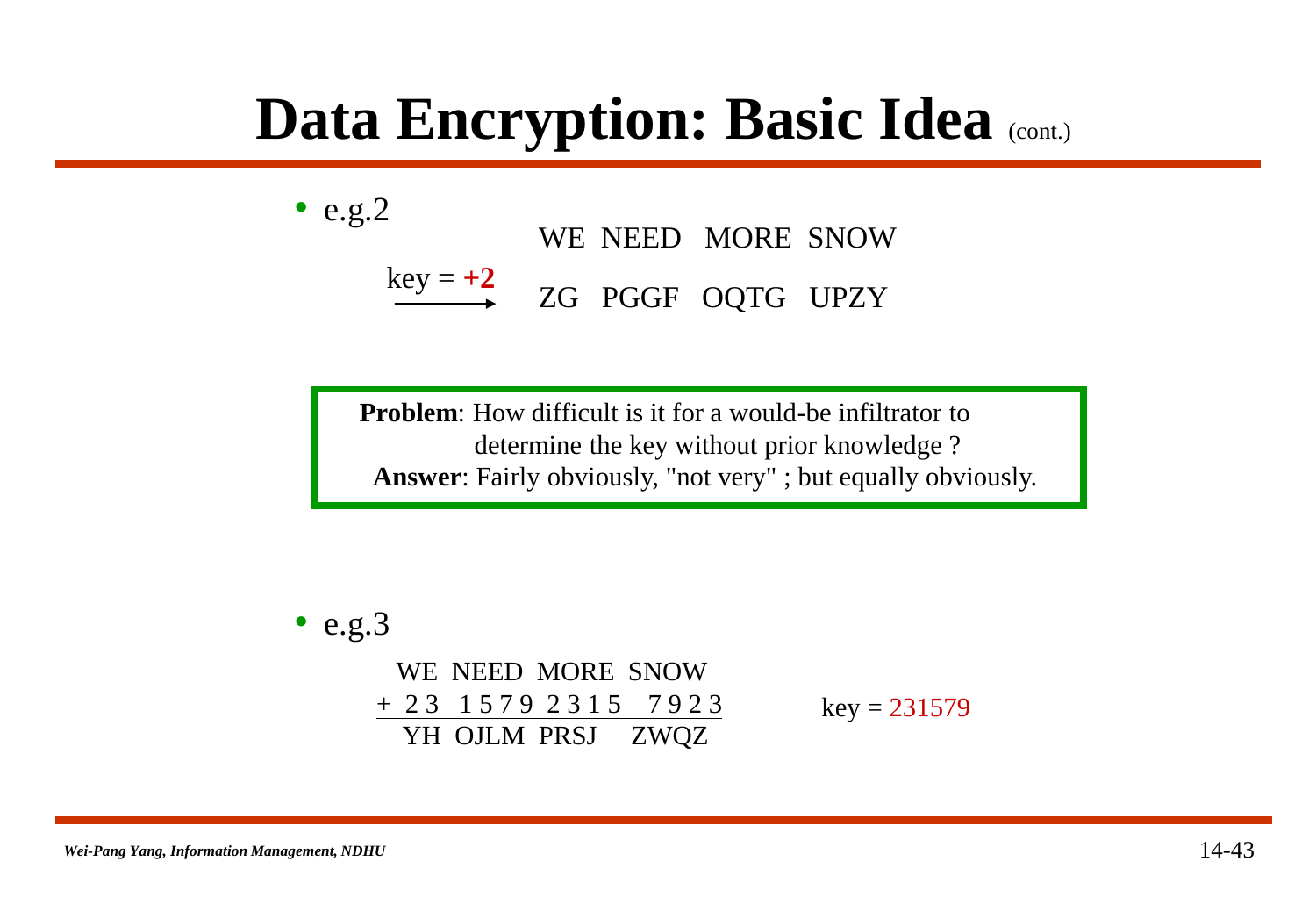# Data Encryption: Basic Idea (cont.)

- e.g.2

```
                WE  NEED   MORE  SNOW
key = +2
  ------->      ZG   PGGF   OQTG   UPZY
```

> **Problem**: How difficult is it for a would-be infiltrator to determine the key without prior knowledge ?
> **Answer**: Fairly obviously, "not very" ; but equally obviously.

- e.g.3

```
  WE  NEED  MORE  SNOW
+ 2 3  1 5 7 9  2 3 1 5   7 9 2 3
  YH  OJLM  PRSJ   ZWQZ
```

key = 231579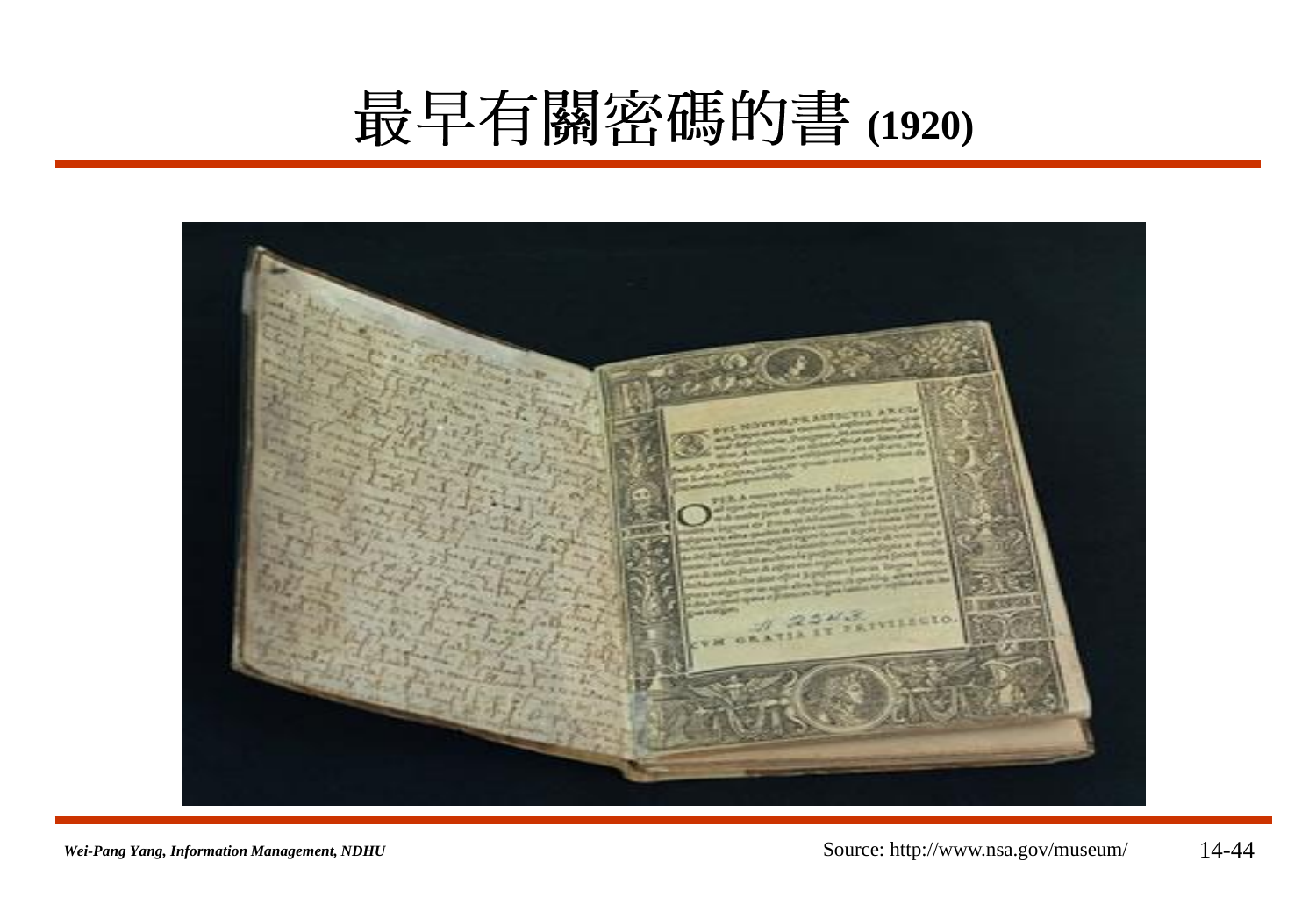# 最早有關密碼的書 (1920)

Source: http://www.nsa.gov/museum/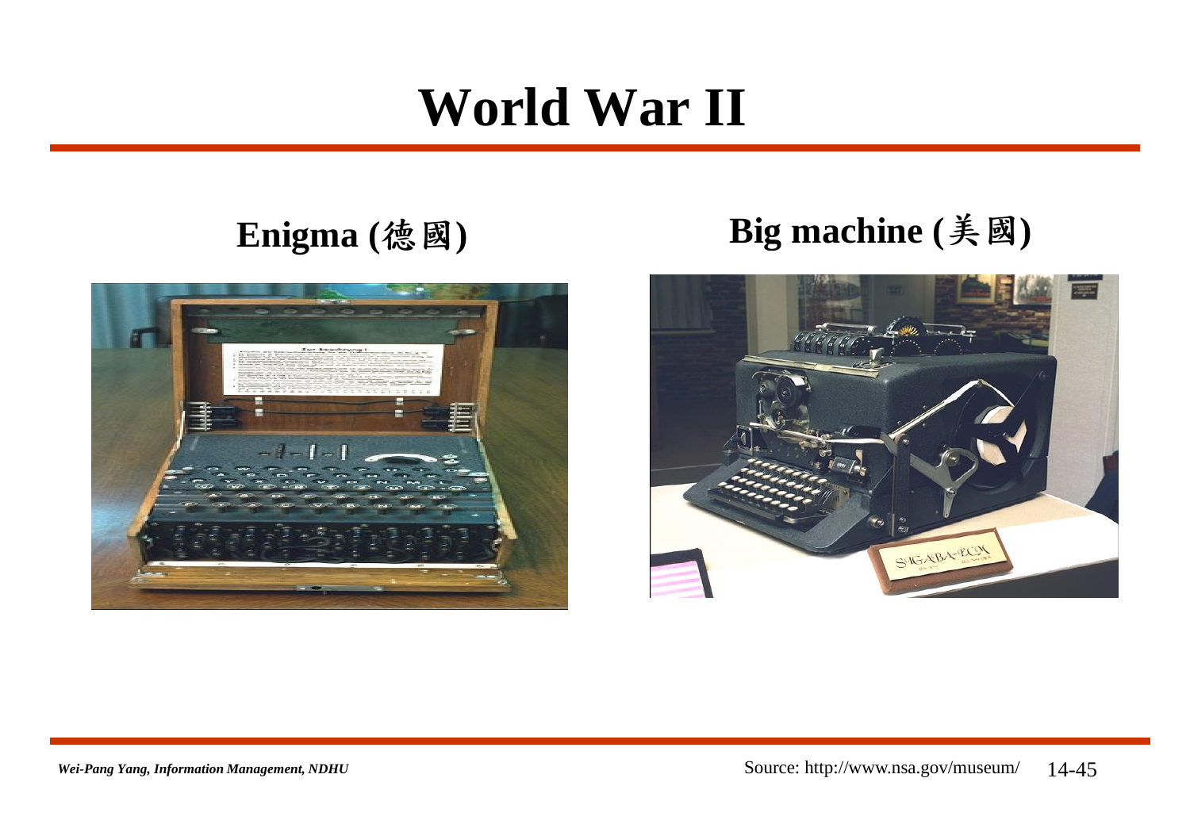# World War II

## Enigma (德國)

## Big machine (美國)

Source: http://www.nsa.gov/museum/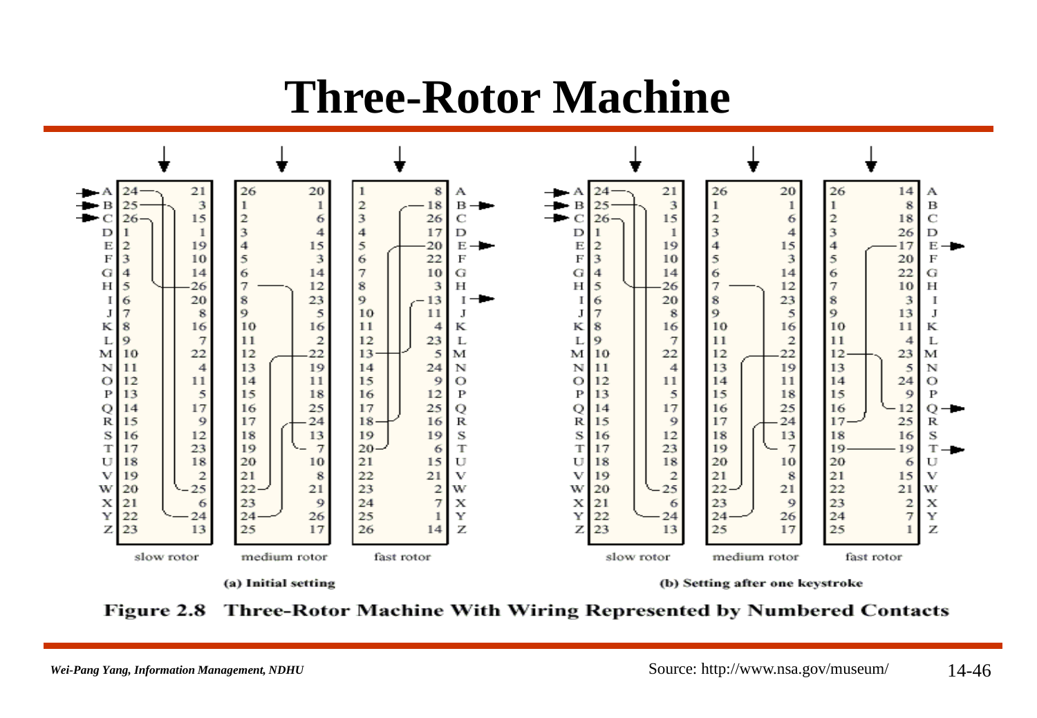# Three-Rotor Machine

(a) Initial setting

| | slow rotor | | medium rotor | | fast rotor | | |
|---|---|---|---|---|---|---|---|
| A | 24 | 21 | 26 | 20 | 1 | 8 | A |
| B | 25 | 3 | 1 | 1 | 2 | 18 | B |
| C | 26 | 15 | 2 | 6 | 3 | 26 | C |
| D | 1 | 1 | 3 | 4 | 4 | 17 | D |
| E | 2 | 19 | 4 | 15 | 5 | 20 | E |
| F | 3 | 10 | 5 | 3 | 6 | 22 | F |
| G | 4 | 14 | 6 | 14 | 7 | 10 | G |
| H | 5 | 26 | 7 | 12 | 8 | 3 | H |
| I | 6 | 20 | 8 | 23 | 9 | 13 | I |
| J | 7 | 8 | 9 | 5 | 10 | 11 | J |
| K | 8 | 16 | 10 | 16 | 11 | 4 | K |
| L | 9 | 7 | 11 | 2 | 12 | 23 | L |
| M | 10 | 22 | 12 | 22 | 13 | 5 | M |
| N | 11 | 4 | 13 | 19 | 14 | 24 | N |
| O | 12 | 11 | 14 | 11 | 15 | 9 | O |
| P | 13 | 5 | 15 | 18 | 16 | 12 | P |
| Q | 14 | 17 | 16 | 25 | 17 | 25 | Q |
| R | 15 | 9 | 17 | 24 | 18 | 16 | R |
| S | 16 | 12 | 18 | 13 | 19 | 19 | S |
| T | 17 | 23 | 19 | 7 | 20 | 6 | T |
| U | 18 | 18 | 20 | 10 | 21 | 15 | U |
| V | 19 | 2 | 21 | 8 | 22 | 21 | V |
| W | 20 | 25 | 22 | 21 | 23 | 2 | W |
| X | 21 | 6 | 23 | 9 | 24 | 7 | X |
| Y | 22 | 24 | 24 | 26 | 25 | 1 | Y |
| Z | 23 | 13 | 25 | 17 | 26 | 14 | Z |

(b) Setting after one keystroke

| | slow rotor | | medium rotor | | fast rotor | | |
|---|---|---|---|---|---|---|---|
| A | 24 | 21 | 26 | 20 | 26 | 14 | A |
| B | 25 | 3 | 1 | 1 | 1 | 8 | B |
| C | 26 | 15 | 2 | 6 | 2 | 18 | C |
| D | 1 | 1 | 3 | 4 | 3 | 26 | D |
| E | 2 | 19 | 4 | 15 | 4 | 17 | E |
| F | 3 | 10 | 5 | 3 | 5 | 20 | F |
| G | 4 | 14 | 6 | 14 | 6 | 22 | G |
| H | 5 | 26 | 7 | 12 | 7 | 10 | H |
| I | 6 | 20 | 8 | 23 | 8 | 3 | I |
| J | 7 | 8 | 9 | 5 | 9 | 13 | J |
| K | 8 | 16 | 10 | 16 | 10 | 11 | K |
| L | 9 | 7 | 11 | 2 | 11 | 4 | L |
| M | 10 | 22 | 12 | 22 | 12 | 23 | M |
| N | 11 | 4 | 13 | 19 | 13 | 5 | N |
| O | 12 | 11 | 14 | 11 | 14 | 24 | O |
| P | 13 | 5 | 15 | 18 | 15 | 9 | P |
| Q | 14 | 17 | 16 | 25 | 16 | 12 | Q |
| R | 15 | 9 | 17 | 24 | 17 | 25 | R |
| S | 16 | 12 | 18 | 13 | 18 | 16 | S |
| T | 17 | 23 | 19 | 7 | 19 | 19 | T |
| U | 18 | 18 | 20 | 10 | 20 | 6 | U |
| V | 19 | 2 | 21 | 8 | 21 | 15 | V |
| W | 20 | 25 | 22 | 21 | 22 | 21 | W |
| X | 21 | 6 | 23 | 9 | 23 | 2 | X |
| Y | 22 | 24 | 24 | 26 | 24 | 7 | Y |
| Z | 23 | 13 | 25 | 17 | 25 | 1 | Z |

**Figure 2.8 Three-Rotor Machine With Wiring Represented by Numbered Contacts**

Source: http://www.nsa.gov/museum/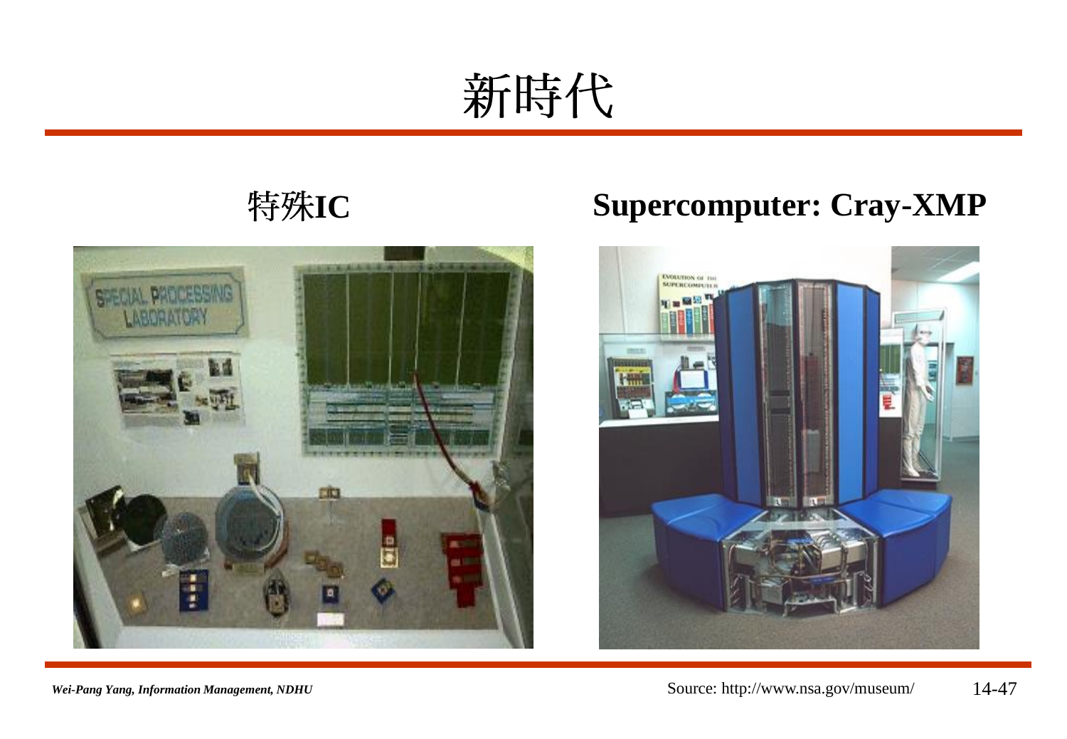# 新時代

## 特殊IC

## Supercomputer: Cray-XMP

Source: http://www.nsa.gov/museum/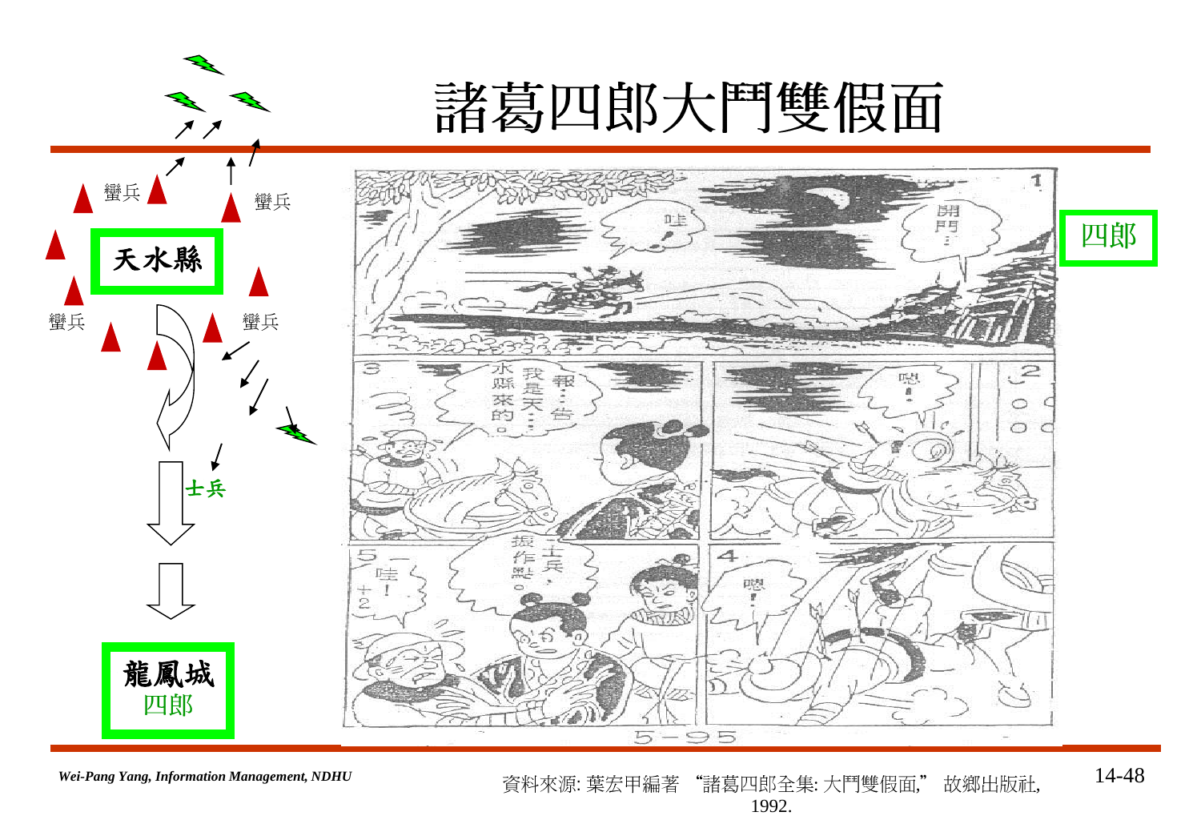# 諸葛四郎大鬥雙假面

蠻兵

蠻兵

天水縣

蠻兵

蠻兵

士兵

龍鳳城

四郎

四郎

資料來源: 葉宏甲編著 "諸葛四郎全集: 大鬥雙假面," 故鄉出版社, 1992.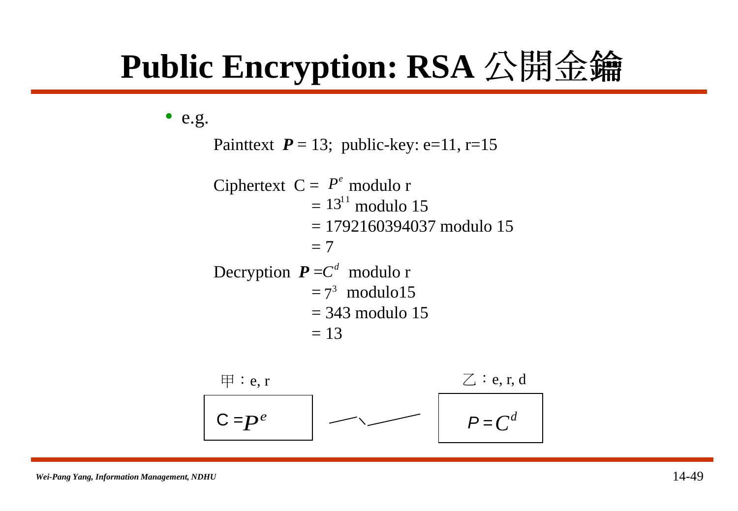# Public Encryption: RSA 公開金鑰

- e.g.

  Painttext $\boldsymbol{P}$ = 13; public-key: e=11, r=15

  Ciphertext $C = P^e$ modulo r

  $= 13^{11}$ modulo 15

  = 1792160394037 modulo 15

  = 7

  Decryption $\boldsymbol{P} = C^d$ modulo r

  $= 7^3$ modulo15

  = 343 modulo 15

  = 13

甲：e, r

$C = P^e$

乙：e, r, d

$P = C^d$

Wei-Pang Yang, Information Management, NDHU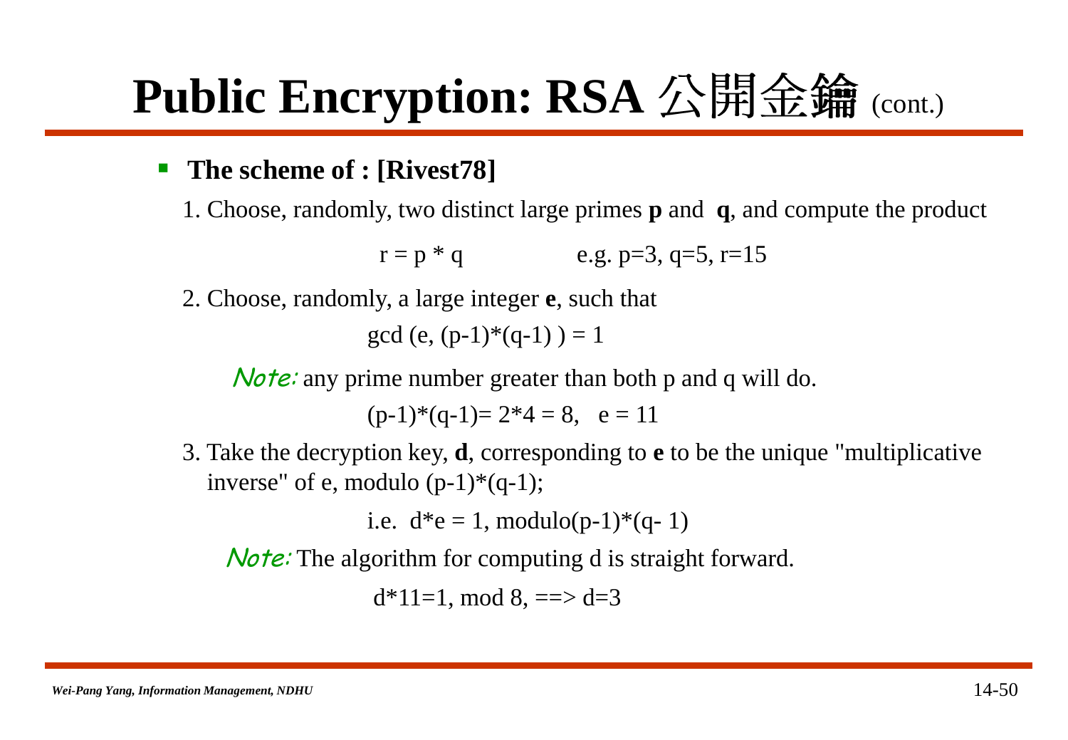# Public Encryption: RSA 公開金鑰 (cont.)

- **The scheme of : [Rivest78]**

1. Choose, randomly, two distinct large primes **p** and **q**, and compute the product

$$r = p * q \qquad \text{e.g. } p=3,\ q=5,\ r=15$$

2. Choose, randomly, a large integer **e**, such that

$$\gcd(e, (p-1)*(q-1)) = 1$$

*Note:* any prime number greater than both p and q will do.

$$(p-1)*(q-1) = 2*4 = 8, \quad e = 11$$

3. Take the decryption key, **d**, corresponding to **e** to be the unique "multiplicative inverse" of e, modulo (p-1)*(q-1);

$$\text{i.e. } d*e = 1, \text{ modulo}(p-1)*(q-1)$$

*Note:* The algorithm for computing d is straight forward.

$$d*11=1, \text{ mod } 8, \implies d=3$$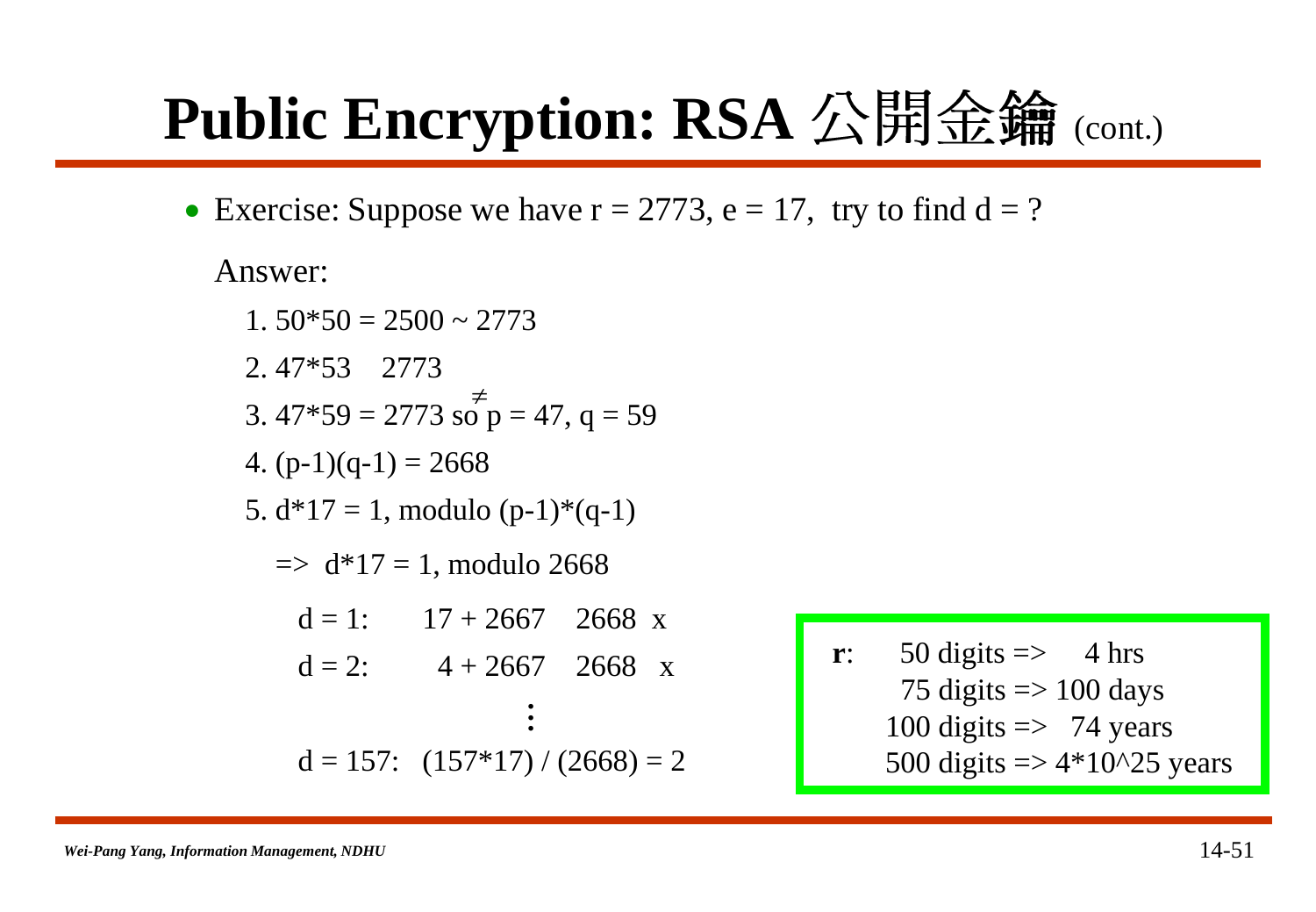# Public Encryption: RSA 公開金鑰 (cont.)

- Exercise: Suppose we have r = 2773, e = 17, try to find d = ?

  Answer:

  1. 50*50 = 2500 ~ 2773
  2. 47*53 $\neq$ 2773
  3. 47*59 = 2773 so p = 47, q = 59
  4. (p-1)(q-1) = 2668
  5. d*17 = 1, modulo (p-1)*(q-1)

     => d*17 = 1, modulo 2668

     d = 1: 17 + 2667 $\neq$ 2668 x

     d = 2: 4 + 2667 $\neq$ 2668 x

     ⋮

     d = 157: (157*17) / (2668) = 2

**r**:
- 50 digits => 4 hrs
- 75 digits => 100 days
- 100 digits => 74 years
- 500 digits => 4*10^25 years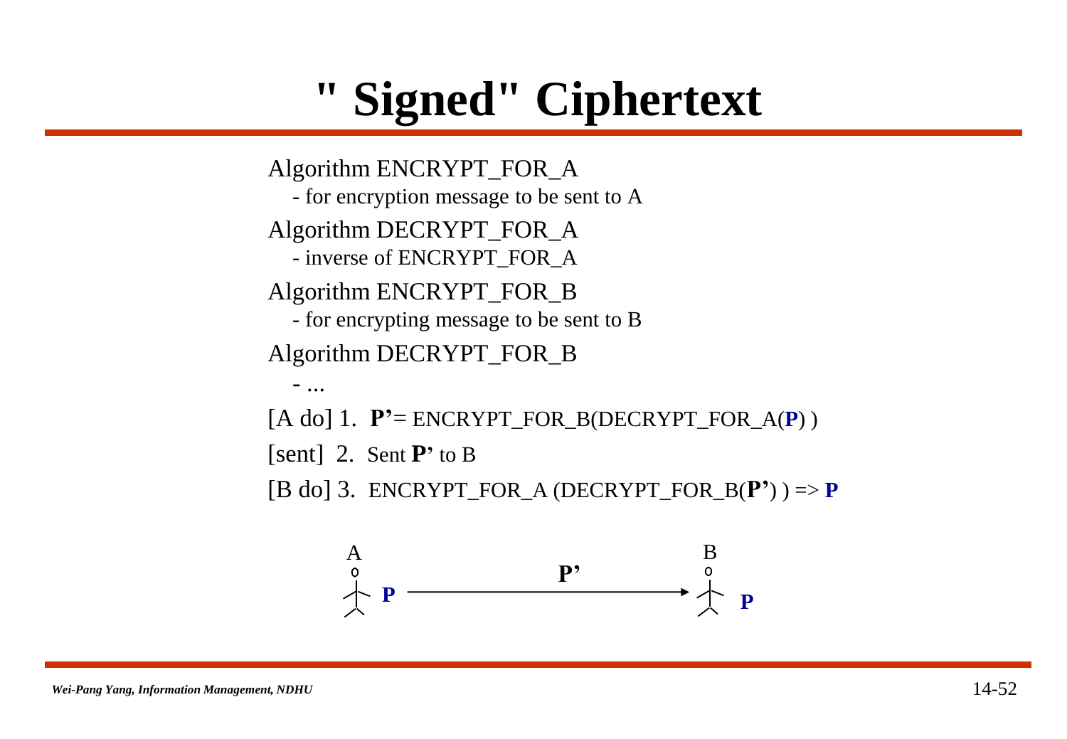# " Signed" Ciphertext

Algorithm ENCRYPT_FOR_A

- for encryption message to be sent to A

Algorithm DECRYPT_FOR_A

- inverse of ENCRYPT_FOR_A

Algorithm ENCRYPT_FOR_B

- for encrypting message to be sent to B

Algorithm DECRYPT_FOR_B

- ...

[A do] 1. **P'**= ENCRYPT_FOR_B(DECRYPT_FOR_A(**P**) )

[sent] 2. Sent **P'** to B

[B do] 3. ENCRYPT_FOR_A (DECRYPT_FOR_B(**P'**) ) => **P**

A **P** —— **P'** ——> B **P**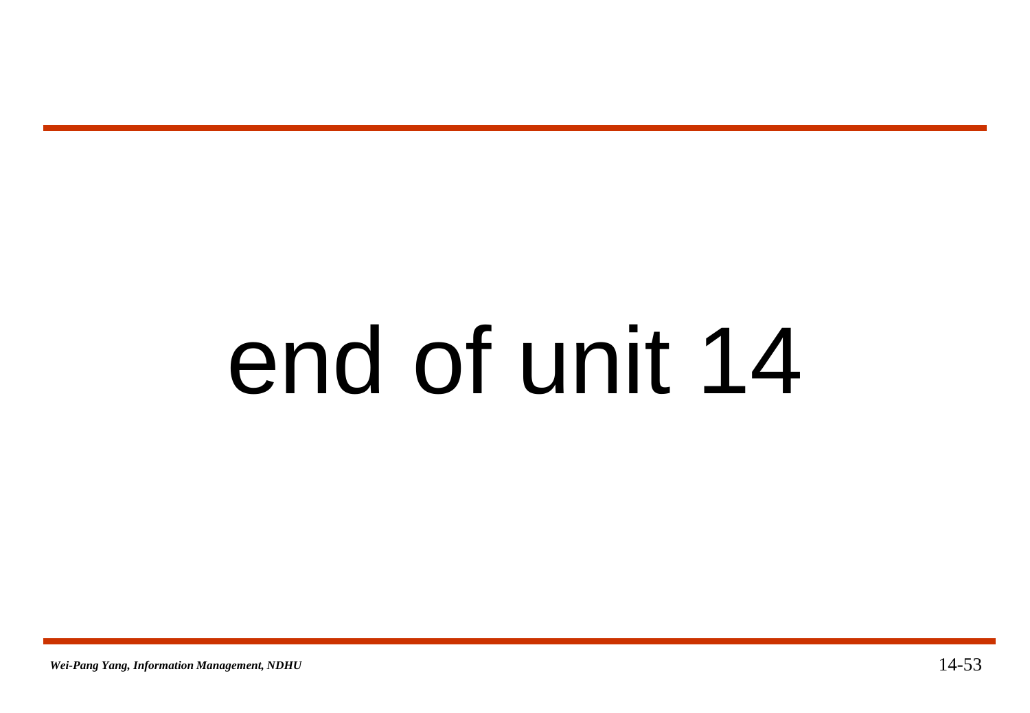# end of unit 14